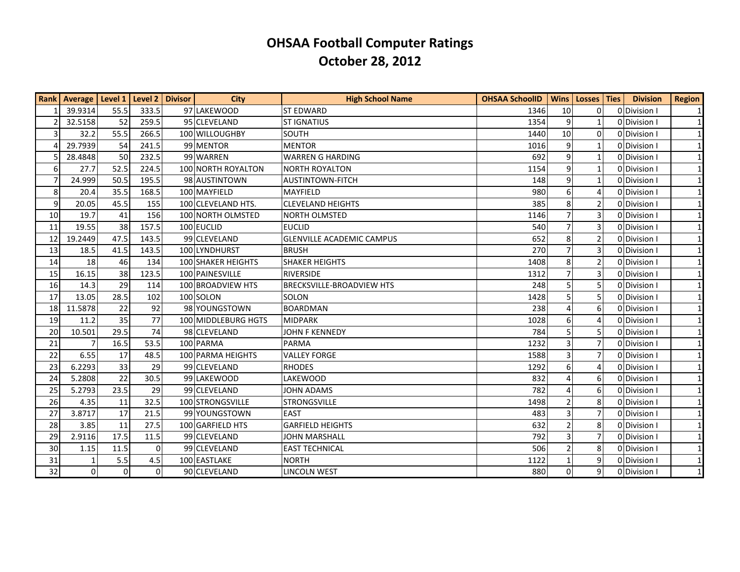# OHSAA Football Computer Ratings

## October 28, 2012

| Rank | Average | Level 1 | Level 2 | Divisor | City | High School Name | OHSAA SchoolID | Wins | Losses | Ties | Division | Region |
|---|---|---|---|---|---|---|---|---|---|---|---|---|
| 1 | 39.9314 | 55.5 | 333.5 | 97 | LAKEWOOD | ST EDWARD | 1346 | 10 | 0 | 0 | Division I | 1 |
| 2 | 32.5158 | 52 | 259.5 | 95 | CLEVELAND | ST IGNATIUS | 1354 | 9 | 1 | 0 | Division I | 1 |
| 3 | 32.2 | 55.5 | 266.5 | 100 | WILLOUGHBY | SOUTH | 1440 | 10 | 0 | 0 | Division I | 1 |
| 4 | 29.7939 | 54 | 241.5 | 99 | MENTOR | MENTOR | 1016 | 9 | 1 | 0 | Division I | 1 |
| 5 | 28.4848 | 50 | 232.5 | 99 | WARREN | WARREN G HARDING | 692 | 9 | 1 | 0 | Division I | 1 |
| 6 | 27.7 | 52.5 | 224.5 | 100 | NORTH ROYALTON | NORTH ROYALTON | 1154 | 9 | 1 | 0 | Division I | 1 |
| 7 | 24.999 | 50.5 | 195.5 | 98 | AUSTINTOWN | AUSTINTOWN-FITCH | 148 | 9 | 1 | 0 | Division I | 1 |
| 8 | 20.4 | 35.5 | 168.5 | 100 | MAYFIELD | MAYFIELD | 980 | 6 | 4 | 0 | Division I | 1 |
| 9 | 20.05 | 45.5 | 155 | 100 | CLEVELAND HTS. | CLEVELAND HEIGHTS | 385 | 8 | 2 | 0 | Division I | 1 |
| 10 | 19.7 | 41 | 156 | 100 | NORTH OLMSTED | NORTH OLMSTED | 1146 | 7 | 3 | 0 | Division I | 1 |
| 11 | 19.55 | 38 | 157.5 | 100 | EUCLID | EUCLID | 540 | 7 | 3 | 0 | Division I | 1 |
| 12 | 19.2449 | 47.5 | 143.5 | 99 | CLEVELAND | GLENVILLE ACADEMIC CAMPUS | 652 | 8 | 2 | 0 | Division I | 1 |
| 13 | 18.5 | 41.5 | 143.5 | 100 | LYNDHURST | BRUSH | 270 | 7 | 3 | 0 | Division I | 1 |
| 14 | 18 | 46 | 134 | 100 | SHAKER HEIGHTS | SHAKER HEIGHTS | 1408 | 8 | 2 | 0 | Division I | 1 |
| 15 | 16.15 | 38 | 123.5 | 100 | PAINESVILLE | RIVERSIDE | 1312 | 7 | 3 | 0 | Division I | 1 |
| 16 | 14.3 | 29 | 114 | 100 | BROADVIEW HTS | BRECKSVILLE-BROADVIEW HTS | 248 | 5 | 5 | 0 | Division I | 1 |
| 17 | 13.05 | 28.5 | 102 | 100 | SOLON | SOLON | 1428 | 5 | 5 | 0 | Division I | 1 |
| 18 | 11.5878 | 22 | 92 | 98 | YOUNGSTOWN | BOARDMAN | 238 | 4 | 6 | 0 | Division I | 1 |
| 19 | 11.2 | 35 | 77 | 100 | MIDDLEBURG HGTS | MIDPARK | 1028 | 6 | 4 | 0 | Division I | 1 |
| 20 | 10.501 | 29.5 | 74 | 98 | CLEVELAND | JOHN F KENNEDY | 784 | 5 | 5 | 0 | Division I | 1 |
| 21 | 7 | 16.5 | 53.5 | 100 | PARMA | PARMA | 1232 | 3 | 7 | 0 | Division I | 1 |
| 22 | 6.55 | 17 | 48.5 | 100 | PARMA HEIGHTS | VALLEY FORGE | 1588 | 3 | 7 | 0 | Division I | 1 |
| 23 | 6.2293 | 33 | 29 | 99 | CLEVELAND | RHODES | 1292 | 6 | 4 | 0 | Division I | 1 |
| 24 | 5.2808 | 22 | 30.5 | 99 | LAKEWOOD | LAKEWOOD | 832 | 4 | 6 | 0 | Division I | 1 |
| 25 | 5.2793 | 23.5 | 29 | 99 | CLEVELAND | JOHN ADAMS | 782 | 4 | 6 | 0 | Division I | 1 |
| 26 | 4.35 | 11 | 32.5 | 100 | STRONGSVILLE | STRONGSVILLE | 1498 | 2 | 8 | 0 | Division I | 1 |
| 27 | 3.8717 | 17 | 21.5 | 99 | YOUNGSTOWN | EAST | 483 | 3 | 7 | 0 | Division I | 1 |
| 28 | 3.85 | 11 | 27.5 | 100 | GARFIELD HTS | GARFIELD HEIGHTS | 632 | 2 | 8 | 0 | Division I | 1 |
| 29 | 2.9116 | 17.5 | 11.5 | 99 | CLEVELAND | JOHN MARSHALL | 792 | 3 | 7 | 0 | Division I | 1 |
| 30 | 1.15 | 11.5 | 0 | 99 | CLEVELAND | EAST TECHNICAL | 506 | 2 | 8 | 0 | Division I | 1 |
| 31 | 1 | 5.5 | 4.5 | 100 | EASTLAKE | NORTH | 1122 | 1 | 9 | 0 | Division I | 1 |
| 32 | 0 | 0 | 0 | 90 | CLEVELAND | LINCOLN WEST | 880 | 0 | 9 | 0 | Division I | 1 |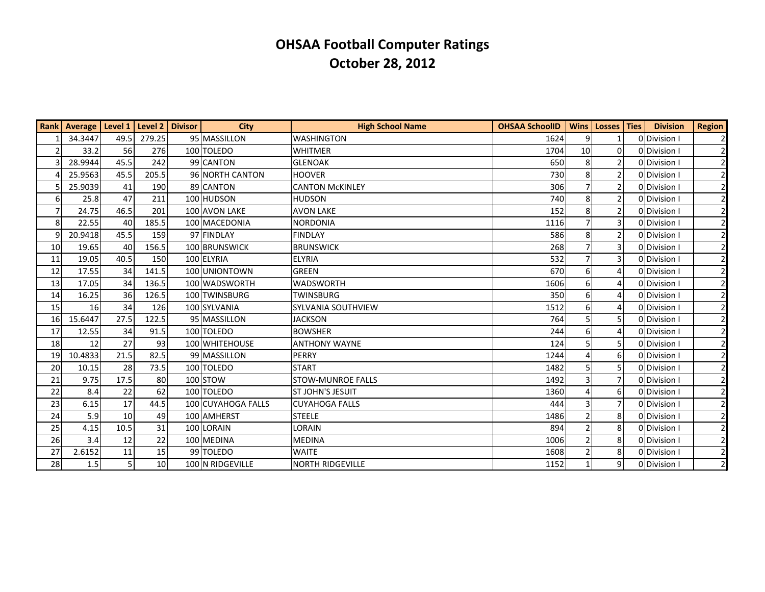# OHSAA Football Computer Ratings
## October 28, 2012

| Rank | Average | Level 1 | Level 2 | Divisor | City | High School Name | OHSAA SchoolID | Wins | Losses | Ties | Division | Region |
|---|---|---|---|---|---|---|---|---|---|---|---|---|
| 1 | 34.3447 | 49.5 | 279.25 | 95 | MASSILLON | WASHINGTON | 1624 | 9 | 1 | 0 | Division I | 2 |
| 2 | 33.2 | 56 | 276 | 100 | TOLEDO | WHITMER | 1704 | 10 | 0 | 0 | Division I | 2 |
| 3 | 28.9944 | 45.5 | 242 | 99 | CANTON | GLENOAK | 650 | 8 | 2 | 0 | Division I | 2 |
| 4 | 25.9563 | 45.5 | 205.5 | 96 | NORTH CANTON | HOOVER | 730 | 8 | 2 | 0 | Division I | 2 |
| 5 | 25.9039 | 41 | 190 | 89 | CANTON | CANTON McKINLEY | 306 | 7 | 2 | 0 | Division I | 2 |
| 6 | 25.8 | 47 | 211 | 100 | HUDSON | HUDSON | 740 | 8 | 2 | 0 | Division I | 2 |
| 7 | 24.75 | 46.5 | 201 | 100 | AVON LAKE | AVON LAKE | 152 | 8 | 2 | 0 | Division I | 2 |
| 8 | 22.55 | 40 | 185.5 | 100 | MACEDONIA | NORDONIA | 1116 | 7 | 3 | 0 | Division I | 2 |
| 9 | 20.9418 | 45.5 | 159 | 97 | FINDLAY | FINDLAY | 586 | 8 | 2 | 0 | Division I | 2 |
| 10 | 19.65 | 40 | 156.5 | 100 | BRUNSWICK | BRUNSWICK | 268 | 7 | 3 | 0 | Division I | 2 |
| 11 | 19.05 | 40.5 | 150 | 100 | ELYRIA | ELYRIA | 532 | 7 | 3 | 0 | Division I | 2 |
| 12 | 17.55 | 34 | 141.5 | 100 | UNIONTOWN | GREEN | 670 | 6 | 4 | 0 | Division I | 2 |
| 13 | 17.05 | 34 | 136.5 | 100 | WADSWORTH | WADSWORTH | 1606 | 6 | 4 | 0 | Division I | 2 |
| 14 | 16.25 | 36 | 126.5 | 100 | TWINSBURG | TWINSBURG | 350 | 6 | 4 | 0 | Division I | 2 |
| 15 | 16 | 34 | 126 | 100 | SYLVANIA | SYLVANIA SOUTHVIEW | 1512 | 6 | 4 | 0 | Division I | 2 |
| 16 | 15.6447 | 27.5 | 122.5 | 95 | MASSILLON | JACKSON | 764 | 5 | 5 | 0 | Division I | 2 |
| 17 | 12.55 | 34 | 91.5 | 100 | TOLEDO | BOWSHER | 244 | 6 | 4 | 0 | Division I | 2 |
| 18 | 12 | 27 | 93 | 100 | WHITEHOUSE | ANTHONY WAYNE | 124 | 5 | 5 | 0 | Division I | 2 |
| 19 | 10.4833 | 21.5 | 82.5 | 99 | MASSILLON | PERRY | 1244 | 4 | 6 | 0 | Division I | 2 |
| 20 | 10.15 | 28 | 73.5 | 100 | TOLEDO | START | 1482 | 5 | 5 | 0 | Division I | 2 |
| 21 | 9.75 | 17.5 | 80 | 100 | STOW | STOW-MUNROE FALLS | 1492 | 3 | 7 | 0 | Division I | 2 |
| 22 | 8.4 | 22 | 62 | 100 | TOLEDO | ST JOHN'S JESUIT | 1360 | 4 | 6 | 0 | Division I | 2 |
| 23 | 6.15 | 17 | 44.5 | 100 | CUYAHOGA FALLS | CUYAHOGA FALLS | 444 | 3 | 7 | 0 | Division I | 2 |
| 24 | 5.9 | 10 | 49 | 100 | AMHERST | STEELE | 1486 | 2 | 8 | 0 | Division I | 2 |
| 25 | 4.15 | 10.5 | 31 | 100 | LORAIN | LORAIN | 894 | 2 | 8 | 0 | Division I | 2 |
| 26 | 3.4 | 12 | 22 | 100 | MEDINA | MEDINA | 1006 | 2 | 8 | 0 | Division I | 2 |
| 27 | 2.6152 | 11 | 15 | 99 | TOLEDO | WAITE | 1608 | 2 | 8 | 0 | Division I | 2 |
| 28 | 1.5 | 5 | 10 | 100 | N RIDGEVILLE | NORTH RIDGEVILLE | 1152 | 1 | 9 | 0 | Division I | 2 |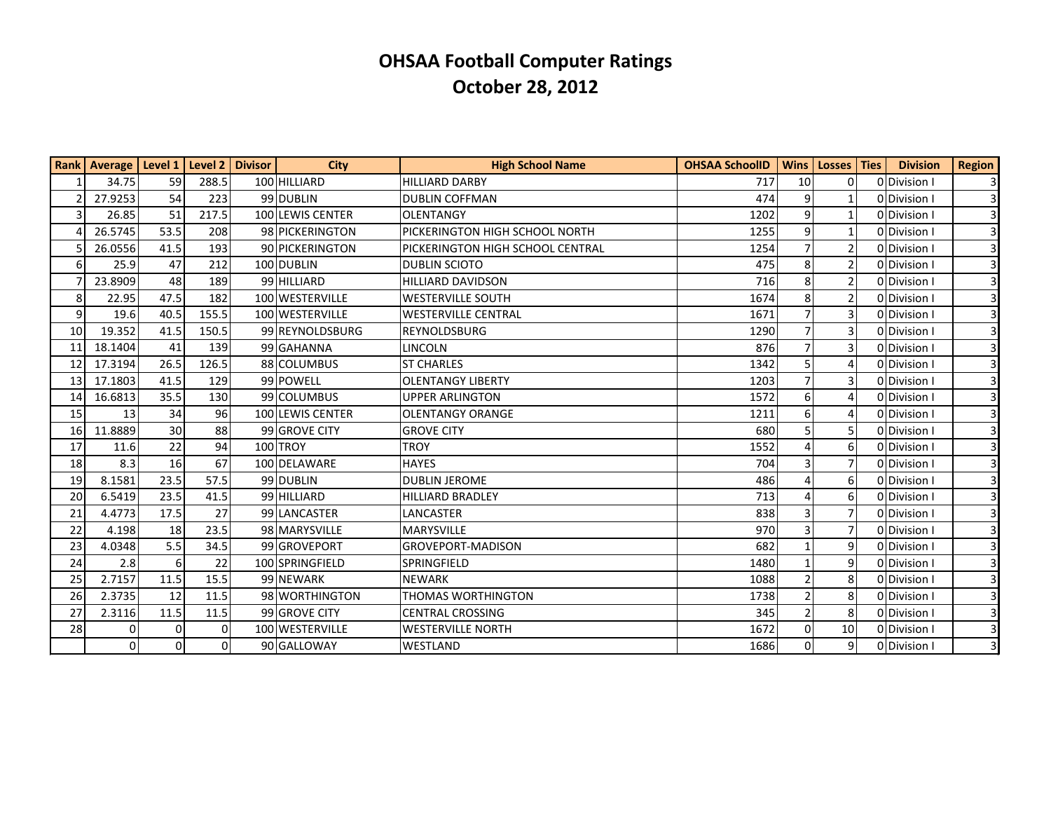# OHSAA Football Computer Ratings
## October 28, 2012

| Rank | Average | Level 1 | Level 2 | Divisor | City | High School Name | OHSAA SchoolID | Wins | Losses | Ties | Division | Region |
|---|---|---|---|---|---|---|---|---|---|---|---|---|
| 1 | 34.75 | 59 | 288.5 | 100 | HILLIARD | HILLIARD DARBY | 717 | 10 | 0 | 0 | Division I | 3 |
| 2 | 27.9253 | 54 | 223 | 99 | DUBLIN | DUBLIN COFFMAN | 474 | 9 | 1 | 0 | Division I | 3 |
| 3 | 26.85 | 51 | 217.5 | 100 | LEWIS CENTER | OLENTANGY | 1202 | 9 | 1 | 0 | Division I | 3 |
| 4 | 26.5745 | 53.5 | 208 | 98 | PICKERINGTON | PICKERINGTON HIGH SCHOOL NORTH | 1255 | 9 | 1 | 0 | Division I | 3 |
| 5 | 26.0556 | 41.5 | 193 | 90 | PICKERINGTON | PICKERINGTON HIGH SCHOOL CENTRAL | 1254 | 7 | 2 | 0 | Division I | 3 |
| 6 | 25.9 | 47 | 212 | 100 | DUBLIN | DUBLIN SCIOTO | 475 | 8 | 2 | 0 | Division I | 3 |
| 7 | 23.8909 | 48 | 189 | 99 | HILLIARD | HILLIARD DAVIDSON | 716 | 8 | 2 | 0 | Division I | 3 |
| 8 | 22.95 | 47.5 | 182 | 100 | WESTERVILLE | WESTERVILLE SOUTH | 1674 | 8 | 2 | 0 | Division I | 3 |
| 9 | 19.6 | 40.5 | 155.5 | 100 | WESTERVILLE | WESTERVILLE CENTRAL | 1671 | 7 | 3 | 0 | Division I | 3 |
| 10 | 19.352 | 41.5 | 150.5 | 99 | REYNOLDSBURG | REYNOLDSBURG | 1290 | 7 | 3 | 0 | Division I | 3 |
| 11 | 18.1404 | 41 | 139 | 99 | GAHANNA | LINCOLN | 876 | 7 | 3 | 0 | Division I | 3 |
| 12 | 17.3194 | 26.5 | 126.5 | 88 | COLUMBUS | ST CHARLES | 1342 | 5 | 4 | 0 | Division I | 3 |
| 13 | 17.1803 | 41.5 | 129 | 99 | POWELL | OLENTANGY LIBERTY | 1203 | 7 | 3 | 0 | Division I | 3 |
| 14 | 16.6813 | 35.5 | 130 | 99 | COLUMBUS | UPPER ARLINGTON | 1572 | 6 | 4 | 0 | Division I | 3 |
| 15 | 13 | 34 | 96 | 100 | LEWIS CENTER | OLENTANGY ORANGE | 1211 | 6 | 4 | 0 | Division I | 3 |
| 16 | 11.8889 | 30 | 88 | 99 | GROVE CITY | GROVE CITY | 680 | 5 | 5 | 0 | Division I | 3 |
| 17 | 11.6 | 22 | 94 | 100 | TROY | TROY | 1552 | 4 | 6 | 0 | Division I | 3 |
| 18 | 8.3 | 16 | 67 | 100 | DELAWARE | HAYES | 704 | 3 | 7 | 0 | Division I | 3 |
| 19 | 8.1581 | 23.5 | 57.5 | 99 | DUBLIN | DUBLIN JEROME | 486 | 4 | 6 | 0 | Division I | 3 |
| 20 | 6.5419 | 23.5 | 41.5 | 99 | HILLIARD | HILLIARD BRADLEY | 713 | 4 | 6 | 0 | Division I | 3 |
| 21 | 4.4773 | 17.5 | 27 | 99 | LANCASTER | LANCASTER | 838 | 3 | 7 | 0 | Division I | 3 |
| 22 | 4.198 | 18 | 23.5 | 98 | MARYSVILLE | MARYSVILLE | 970 | 3 | 7 | 0 | Division I | 3 |
| 23 | 4.0348 | 5.5 | 34.5 | 99 | GROVEPORT | GROVEPORT-MADISON | 682 | 1 | 9 | 0 | Division I | 3 |
| 24 | 2.8 | 6 | 22 | 100 | SPRINGFIELD | SPRINGFIELD | 1480 | 1 | 9 | 0 | Division I | 3 |
| 25 | 2.7157 | 11.5 | 15.5 | 99 | NEWARK | NEWARK | 1088 | 2 | 8 | 0 | Division I | 3 |
| 26 | 2.3735 | 12 | 11.5 | 98 | WORTHINGTON | THOMAS WORTHINGTON | 1738 | 2 | 8 | 0 | Division I | 3 |
| 27 | 2.3116 | 11.5 | 11.5 | 99 | GROVE CITY | CENTRAL CROSSING | 345 | 2 | 8 | 0 | Division I | 3 |
| 28 | 0 | 0 | 0 | 100 | WESTERVILLE | WESTERVILLE NORTH | 1672 | 0 | 10 | 0 | Division I | 3 |
| | 0 | 0 | 0 | 90 | GALLOWAY | WESTLAND | 1686 | 0 | 9 | 0 | Division I | 3 |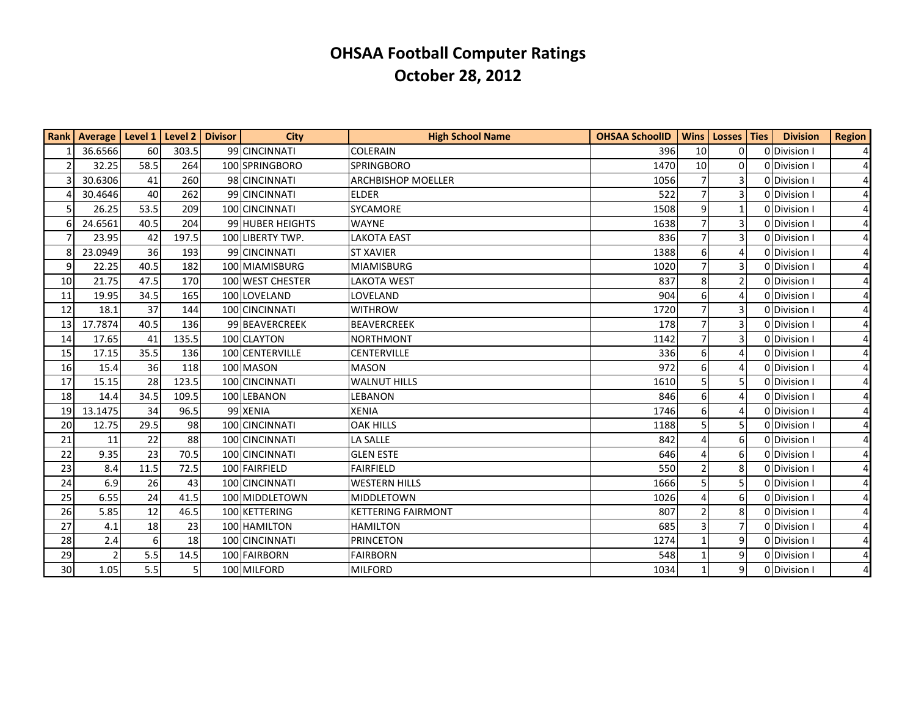# OHSAA Football Computer Ratings

## October 28, 2012

| Rank | Average | Level 1 | Level 2 | Divisor | City | High School Name | OHSAA SchoolID | Wins | Losses | Ties | Division | Region |
|---|---|---|---|---|---|---|---|---|---|---|---|---|
| 1 | 36.6566 | 60 | 303.5 | 99 | CINCINNATI | COLERAIN | 396 | 10 | 0 | 0 | Division I | 4 |
| 2 | 32.25 | 58.5 | 264 | 100 | SPRINGBORO | SPRINGBORO | 1470 | 10 | 0 | 0 | Division I | 4 |
| 3 | 30.6306 | 41 | 260 | 98 | CINCINNATI | ARCHBISHOP MOELLER | 1056 | 7 | 3 | 0 | Division I | 4 |
| 4 | 30.4646 | 40 | 262 | 99 | CINCINNATI | ELDER | 522 | 7 | 3 | 0 | Division I | 4 |
| 5 | 26.25 | 53.5 | 209 | 100 | CINCINNATI | SYCAMORE | 1508 | 9 | 1 | 0 | Division I | 4 |
| 6 | 24.6561 | 40.5 | 204 | 99 | HUBER HEIGHTS | WAYNE | 1638 | 7 | 3 | 0 | Division I | 4 |
| 7 | 23.95 | 42 | 197.5 | 100 | LIBERTY TWP. | LAKOTA EAST | 836 | 7 | 3 | 0 | Division I | 4 |
| 8 | 23.0949 | 36 | 193 | 99 | CINCINNATI | ST XAVIER | 1388 | 6 | 4 | 0 | Division I | 4 |
| 9 | 22.25 | 40.5 | 182 | 100 | MIAMISBURG | MIAMISBURG | 1020 | 7 | 3 | 0 | Division I | 4 |
| 10 | 21.75 | 47.5 | 170 | 100 | WEST CHESTER | LAKOTA WEST | 837 | 8 | 2 | 0 | Division I | 4 |
| 11 | 19.95 | 34.5 | 165 | 100 | LOVELAND | LOVELAND | 904 | 6 | 4 | 0 | Division I | 4 |
| 12 | 18.1 | 37 | 144 | 100 | CINCINNATI | WITHROW | 1720 | 7 | 3 | 0 | Division I | 4 |
| 13 | 17.7874 | 40.5 | 136 | 99 | BEAVERCREEK | BEAVERCREEK | 178 | 7 | 3 | 0 | Division I | 4 |
| 14 | 17.65 | 41 | 135.5 | 100 | CLAYTON | NORTHMONT | 1142 | 7 | 3 | 0 | Division I | 4 |
| 15 | 17.15 | 35.5 | 136 | 100 | CENTERVILLE | CENTERVILLE | 336 | 6 | 4 | 0 | Division I | 4 |
| 16 | 15.4 | 36 | 118 | 100 | MASON | MASON | 972 | 6 | 4 | 0 | Division I | 4 |
| 17 | 15.15 | 28 | 123.5 | 100 | CINCINNATI | WALNUT HILLS | 1610 | 5 | 5 | 0 | Division I | 4 |
| 18 | 14.4 | 34.5 | 109.5 | 100 | LEBANON | LEBANON | 846 | 6 | 4 | 0 | Division I | 4 |
| 19 | 13.1475 | 34 | 96.5 | 99 | XENIA | XENIA | 1746 | 6 | 4 | 0 | Division I | 4 |
| 20 | 12.75 | 29.5 | 98 | 100 | CINCINNATI | OAK HILLS | 1188 | 5 | 5 | 0 | Division I | 4 |
| 21 | 11 | 22 | 88 | 100 | CINCINNATI | LA SALLE | 842 | 4 | 6 | 0 | Division I | 4 |
| 22 | 9.35 | 23 | 70.5 | 100 | CINCINNATI | GLEN ESTE | 646 | 4 | 6 | 0 | Division I | 4 |
| 23 | 8.4 | 11.5 | 72.5 | 100 | FAIRFIELD | FAIRFIELD | 550 | 2 | 8 | 0 | Division I | 4 |
| 24 | 6.9 | 26 | 43 | 100 | CINCINNATI | WESTERN HILLS | 1666 | 5 | 5 | 0 | Division I | 4 |
| 25 | 6.55 | 24 | 41.5 | 100 | MIDDLETOWN | MIDDLETOWN | 1026 | 4 | 6 | 0 | Division I | 4 |
| 26 | 5.85 | 12 | 46.5 | 100 | KETTERING | KETTERING FAIRMONT | 807 | 2 | 8 | 0 | Division I | 4 |
| 27 | 4.1 | 18 | 23 | 100 | HAMILTON | HAMILTON | 685 | 3 | 7 | 0 | Division I | 4 |
| 28 | 2.4 | 6 | 18 | 100 | CINCINNATI | PRINCETON | 1274 | 1 | 9 | 0 | Division I | 4 |
| 29 | 2 | 5.5 | 14.5 | 100 | FAIRBORN | FAIRBORN | 548 | 1 | 9 | 0 | Division I | 4 |
| 30 | 1.05 | 5.5 | 5 | 100 | MILFORD | MILFORD | 1034 | 1 | 9 | 0 | Division I | 4 |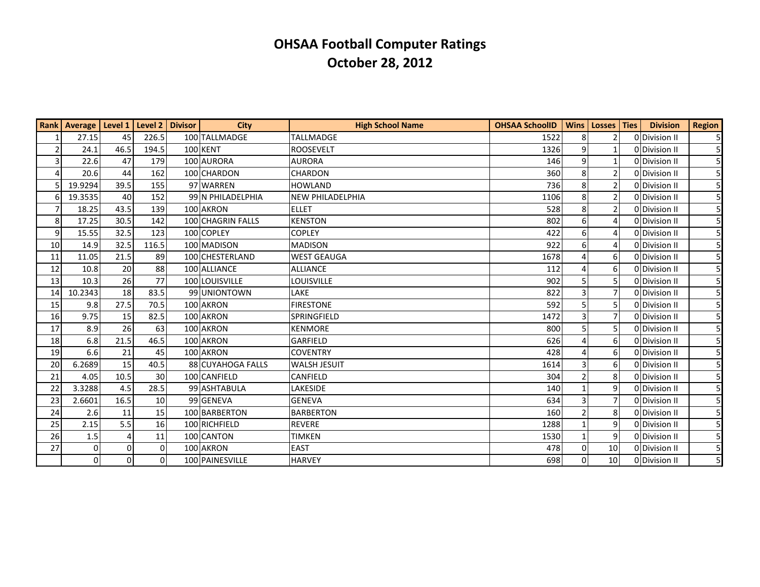# OHSAA Football Computer Ratings
## October 28, 2012

| Rank | Average | Level 1 | Level 2 | Divisor | City | High School Name | OHSAA SchoolID | Wins | Losses | Ties | Division | Region |
|---|---|---|---|---|---|---|---|---|---|---|---|---|
| 1 | 27.15 | 45 | 226.5 | 100 | TALLMADGE | TALLMADGE | 1522 | 8 | 2 | 0 | Division II | 5 |
| 2 | 24.1 | 46.5 | 194.5 | 100 | KENT | ROOSEVELT | 1326 | 9 | 1 | 0 | Division II | 5 |
| 3 | 22.6 | 47 | 179 | 100 | AURORA | AURORA | 146 | 9 | 1 | 0 | Division II | 5 |
| 4 | 20.6 | 44 | 162 | 100 | CHARDON | CHARDON | 360 | 8 | 2 | 0 | Division II | 5 |
| 5 | 19.9294 | 39.5 | 155 | 97 | WARREN | HOWLAND | 736 | 8 | 2 | 0 | Division II | 5 |
| 6 | 19.3535 | 40 | 152 | 99 | N PHILADELPHIA | NEW PHILADELPHIA | 1106 | 8 | 2 | 0 | Division II | 5 |
| 7 | 18.25 | 43.5 | 139 | 100 | AKRON | ELLET | 528 | 8 | 2 | 0 | Division II | 5 |
| 8 | 17.25 | 30.5 | 142 | 100 | CHAGRIN FALLS | KENSTON | 802 | 6 | 4 | 0 | Division II | 5 |
| 9 | 15.55 | 32.5 | 123 | 100 | COPLEY | COPLEY | 422 | 6 | 4 | 0 | Division II | 5 |
| 10 | 14.9 | 32.5 | 116.5 | 100 | MADISON | MADISON | 922 | 6 | 4 | 0 | Division II | 5 |
| 11 | 11.05 | 21.5 | 89 | 100 | CHESTERLAND | WEST GEAUGA | 1678 | 4 | 6 | 0 | Division II | 5 |
| 12 | 10.8 | 20 | 88 | 100 | ALLIANCE | ALLIANCE | 112 | 4 | 6 | 0 | Division II | 5 |
| 13 | 10.3 | 26 | 77 | 100 | LOUISVILLE | LOUISVILLE | 902 | 5 | 5 | 0 | Division II | 5 |
| 14 | 10.2343 | 18 | 83.5 | 99 | UNIONTOWN | LAKE | 822 | 3 | 7 | 0 | Division II | 5 |
| 15 | 9.8 | 27.5 | 70.5 | 100 | AKRON | FIRESTONE | 592 | 5 | 5 | 0 | Division II | 5 |
| 16 | 9.75 | 15 | 82.5 | 100 | AKRON | SPRINGFIELD | 1472 | 3 | 7 | 0 | Division II | 5 |
| 17 | 8.9 | 26 | 63 | 100 | AKRON | KENMORE | 800 | 5 | 5 | 0 | Division II | 5 |
| 18 | 6.8 | 21.5 | 46.5 | 100 | AKRON | GARFIELD | 626 | 4 | 6 | 0 | Division II | 5 |
| 19 | 6.6 | 21 | 45 | 100 | AKRON | COVENTRY | 428 | 4 | 6 | 0 | Division II | 5 |
| 20 | 6.2689 | 15 | 40.5 | 88 | CUYAHOGA FALLS | WALSH JESUIT | 1614 | 3 | 6 | 0 | Division II | 5 |
| 21 | 4.05 | 10.5 | 30 | 100 | CANFIELD | CANFIELD | 304 | 2 | 8 | 0 | Division II | 5 |
| 22 | 3.3288 | 4.5 | 28.5 | 99 | ASHTABULA | LAKESIDE | 140 | 1 | 9 | 0 | Division II | 5 |
| 23 | 2.6601 | 16.5 | 10 | 99 | GENEVA | GENEVA | 634 | 3 | 7 | 0 | Division II | 5 |
| 24 | 2.6 | 11 | 15 | 100 | BARBERTON | BARBERTON | 160 | 2 | 8 | 0 | Division II | 5 |
| 25 | 2.15 | 5.5 | 16 | 100 | RICHFIELD | REVERE | 1288 | 1 | 9 | 0 | Division II | 5 |
| 26 | 1.5 | 4 | 11 | 100 | CANTON | TIMKEN | 1530 | 1 | 9 | 0 | Division II | 5 |
| 27 | 0 | 0 | 0 | 100 | AKRON | EAST | 478 | 0 | 10 | 0 | Division II | 5 |
| | 0 | 0 | 0 | 100 | PAINESVILLE | HARVEY | 698 | 0 | 10 | 0 | Division II | 5 |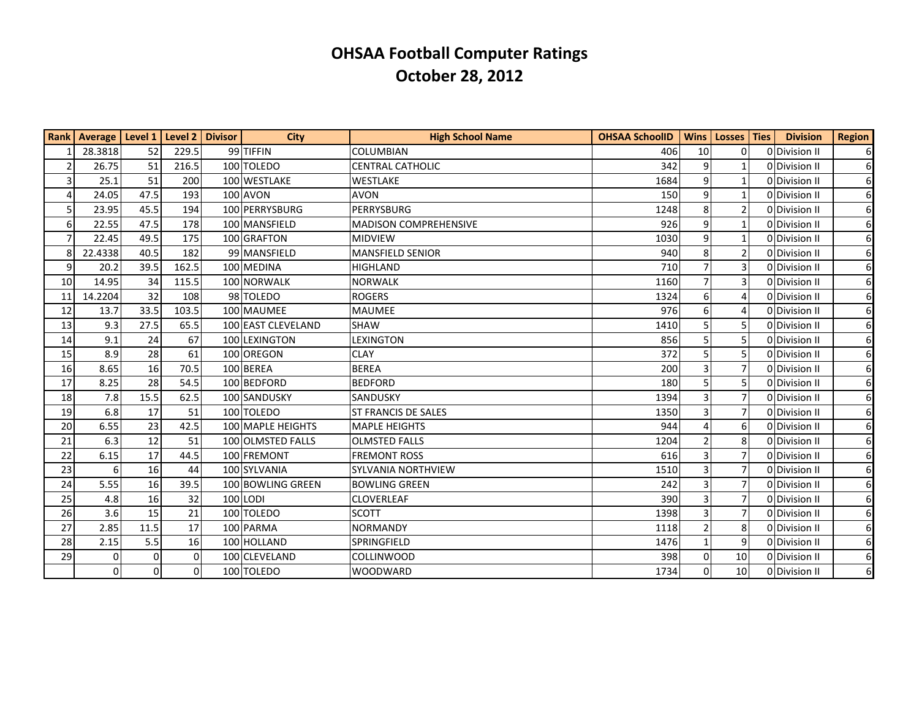# OHSAA Football Computer Ratings
# October 28, 2012

| Rank | Average | Level 1 | Level 2 | Divisor | City | High School Name | OHSAA SchoolID | Wins | Losses | Ties | Division | Region |
|---|---|---|---|---|---|---|---|---|---|---|---|---|
| 1 | 28.3818 | 52 | 229.5 | 99 | TIFFIN | COLUMBIAN | 406 | 10 | 0 | 0 | Division II | 6 |
| 2 | 26.75 | 51 | 216.5 | 100 | TOLEDO | CENTRAL CATHOLIC | 342 | 9 | 1 | 0 | Division II | 6 |
| 3 | 25.1 | 51 | 200 | 100 | WESTLAKE | WESTLAKE | 1684 | 9 | 1 | 0 | Division II | 6 |
| 4 | 24.05 | 47.5 | 193 | 100 | AVON | AVON | 150 | 9 | 1 | 0 | Division II | 6 |
| 5 | 23.95 | 45.5 | 194 | 100 | PERRYSBURG | PERRYSBURG | 1248 | 8 | 2 | 0 | Division II | 6 |
| 6 | 22.55 | 47.5 | 178 | 100 | MANSFIELD | MADISON COMPREHENSIVE | 926 | 9 | 1 | 0 | Division II | 6 |
| 7 | 22.45 | 49.5 | 175 | 100 | GRAFTON | MIDVIEW | 1030 | 9 | 1 | 0 | Division II | 6 |
| 8 | 22.4338 | 40.5 | 182 | 99 | MANSFIELD | MANSFIELD SENIOR | 940 | 8 | 2 | 0 | Division II | 6 |
| 9 | 20.2 | 39.5 | 162.5 | 100 | MEDINA | HIGHLAND | 710 | 7 | 3 | 0 | Division II | 6 |
| 10 | 14.95 | 34 | 115.5 | 100 | NORWALK | NORWALK | 1160 | 7 | 3 | 0 | Division II | 6 |
| 11 | 14.2204 | 32 | 108 | 98 | TOLEDO | ROGERS | 1324 | 6 | 4 | 0 | Division II | 6 |
| 12 | 13.7 | 33.5 | 103.5 | 100 | MAUMEE | MAUMEE | 976 | 6 | 4 | 0 | Division II | 6 |
| 13 | 9.3 | 27.5 | 65.5 | 100 | EAST CLEVELAND | SHAW | 1410 | 5 | 5 | 0 | Division II | 6 |
| 14 | 9.1 | 24 | 67 | 100 | LEXINGTON | LEXINGTON | 856 | 5 | 5 | 0 | Division II | 6 |
| 15 | 8.9 | 28 | 61 | 100 | OREGON | CLAY | 372 | 5 | 5 | 0 | Division II | 6 |
| 16 | 8.65 | 16 | 70.5 | 100 | BEREA | BEREA | 200 | 3 | 7 | 0 | Division II | 6 |
| 17 | 8.25 | 28 | 54.5 | 100 | BEDFORD | BEDFORD | 180 | 5 | 5 | 0 | Division II | 6 |
| 18 | 7.8 | 15.5 | 62.5 | 100 | SANDUSKY | SANDUSKY | 1394 | 3 | 7 | 0 | Division II | 6 |
| 19 | 6.8 | 17 | 51 | 100 | TOLEDO | ST FRANCIS DE SALES | 1350 | 3 | 7 | 0 | Division II | 6 |
| 20 | 6.55 | 23 | 42.5 | 100 | MAPLE HEIGHTS | MAPLE HEIGHTS | 944 | 4 | 6 | 0 | Division II | 6 |
| 21 | 6.3 | 12 | 51 | 100 | OLMSTED FALLS | OLMSTED FALLS | 1204 | 2 | 8 | 0 | Division II | 6 |
| 22 | 6.15 | 17 | 44.5 | 100 | FREMONT | FREMONT ROSS | 616 | 3 | 7 | 0 | Division II | 6 |
| 23 | 6 | 16 | 44 | 100 | SYLVANIA | SYLVANIA NORTHVIEW | 1510 | 3 | 7 | 0 | Division II | 6 |
| 24 | 5.55 | 16 | 39.5 | 100 | BOWLING GREEN | BOWLING GREEN | 242 | 3 | 7 | 0 | Division II | 6 |
| 25 | 4.8 | 16 | 32 | 100 | LODI | CLOVERLEAF | 390 | 3 | 7 | 0 | Division II | 6 |
| 26 | 3.6 | 15 | 21 | 100 | TOLEDO | SCOTT | 1398 | 3 | 7 | 0 | Division II | 6 |
| 27 | 2.85 | 11.5 | 17 | 100 | PARMA | NORMANDY | 1118 | 2 | 8 | 0 | Division II | 6 |
| 28 | 2.15 | 5.5 | 16 | 100 | HOLLAND | SPRINGFIELD | 1476 | 1 | 9 | 0 | Division II | 6 |
| 29 | 0 | 0 | 0 | 100 | CLEVELAND | COLLINWOOD | 398 | 0 | 10 | 0 | Division II | 6 |
| | 0 | 0 | 0 | 100 | TOLEDO | WOODWARD | 1734 | 0 | 10 | 0 | Division II | 6 |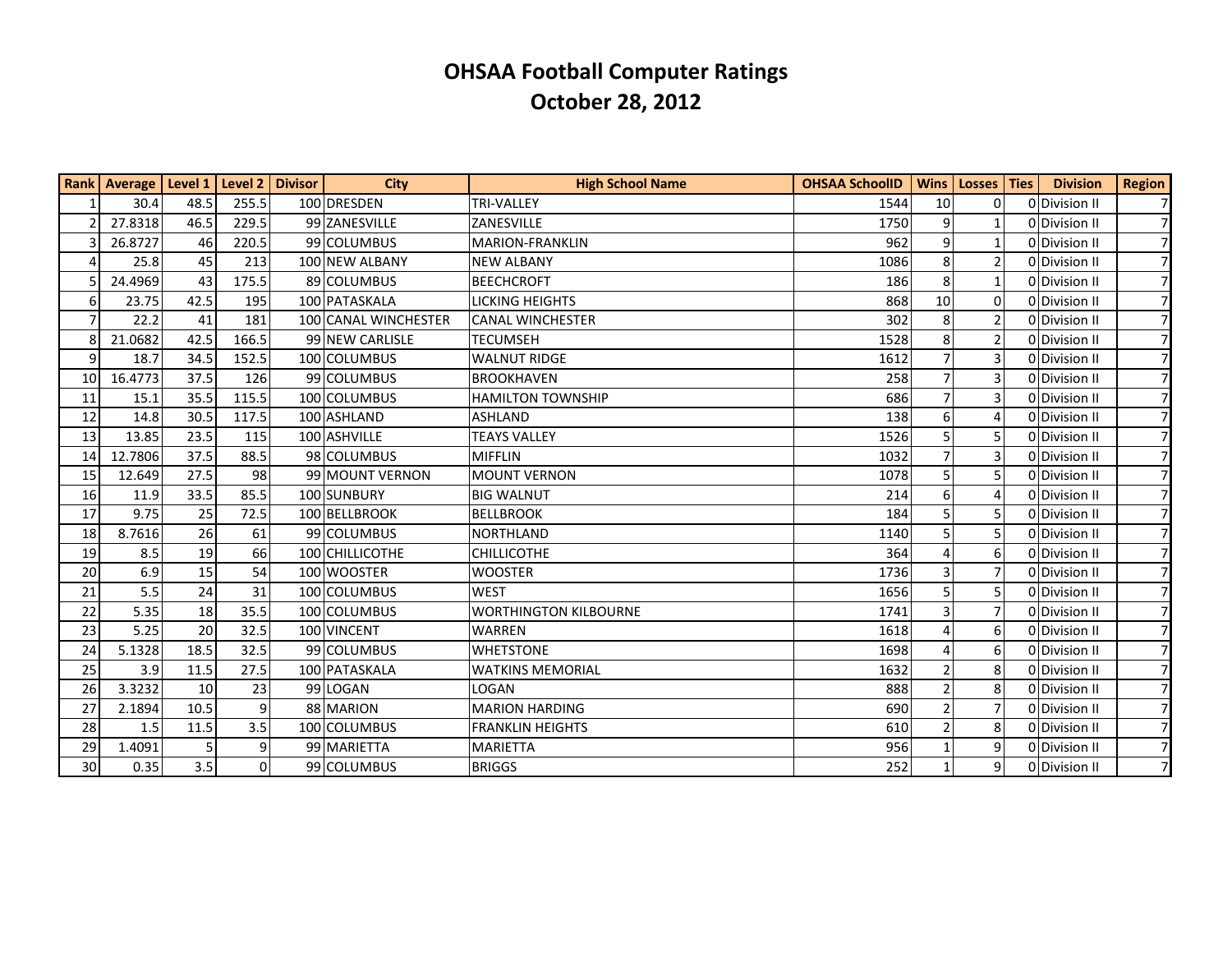# OHSAA Football Computer Ratings

## October 28, 2012

| Rank | Average | Level 1 | Level 2 | Divisor | City | High School Name | OHSAA SchoolID | Wins | Losses | Ties | Division | Region |
|---|---|---|---|---|---|---|---|---|---|---|---|---|
| 1 | 30.4 | 48.5 | 255.5 | 100 | DRESDEN | TRI-VALLEY | 1544 | 10 | 0 | 0 | Division II | 7 |
| 2 | 27.8318 | 46.5 | 229.5 | 99 | ZANESVILLE | ZANESVILLE | 1750 | 9 | 1 | 0 | Division II | 7 |
| 3 | 26.8727 | 46 | 220.5 | 99 | COLUMBUS | MARION-FRANKLIN | 962 | 9 | 1 | 0 | Division II | 7 |
| 4 | 25.8 | 45 | 213 | 100 | NEW ALBANY | NEW ALBANY | 1086 | 8 | 2 | 0 | Division II | 7 |
| 5 | 24.4969 | 43 | 175.5 | 89 | COLUMBUS | BEECHCROFT | 186 | 8 | 1 | 0 | Division II | 7 |
| 6 | 23.75 | 42.5 | 195 | 100 | PATASKALA | LICKING HEIGHTS | 868 | 10 | 0 | 0 | Division II | 7 |
| 7 | 22.2 | 41 | 181 | 100 | CANAL WINCHESTER | CANAL WINCHESTER | 302 | 8 | 2 | 0 | Division II | 7 |
| 8 | 21.0682 | 42.5 | 166.5 | 99 | NEW CARLISLE | TECUMSEH | 1528 | 8 | 2 | 0 | Division II | 7 |
| 9 | 18.7 | 34.5 | 152.5 | 100 | COLUMBUS | WALNUT RIDGE | 1612 | 7 | 3 | 0 | Division II | 7 |
| 10 | 16.4773 | 37.5 | 126 | 99 | COLUMBUS | BROOKHAVEN | 258 | 7 | 3 | 0 | Division II | 7 |
| 11 | 15.1 | 35.5 | 115.5 | 100 | COLUMBUS | HAMILTON TOWNSHIP | 686 | 7 | 3 | 0 | Division II | 7 |
| 12 | 14.8 | 30.5 | 117.5 | 100 | ASHLAND | ASHLAND | 138 | 6 | 4 | 0 | Division II | 7 |
| 13 | 13.85 | 23.5 | 115 | 100 | ASHVILLE | TEAYS VALLEY | 1526 | 5 | 5 | 0 | Division II | 7 |
| 14 | 12.7806 | 37.5 | 88.5 | 98 | COLUMBUS | MIFFLIN | 1032 | 7 | 3 | 0 | Division II | 7 |
| 15 | 12.649 | 27.5 | 98 | 99 | MOUNT VERNON | MOUNT VERNON | 1078 | 5 | 5 | 0 | Division II | 7 |
| 16 | 11.9 | 33.5 | 85.5 | 100 | SUNBURY | BIG WALNUT | 214 | 6 | 4 | 0 | Division II | 7 |
| 17 | 9.75 | 25 | 72.5 | 100 | BELLBROOK | BELLBROOK | 184 | 5 | 5 | 0 | Division II | 7 |
| 18 | 8.7616 | 26 | 61 | 99 | COLUMBUS | NORTHLAND | 1140 | 5 | 5 | 0 | Division II | 7 |
| 19 | 8.5 | 19 | 66 | 100 | CHILLICOTHE | CHILLICOTHE | 364 | 4 | 6 | 0 | Division II | 7 |
| 20 | 6.9 | 15 | 54 | 100 | WOOSTER | WOOSTER | 1736 | 3 | 7 | 0 | Division II | 7 |
| 21 | 5.5 | 24 | 31 | 100 | COLUMBUS | WEST | 1656 | 5 | 5 | 0 | Division II | 7 |
| 22 | 5.35 | 18 | 35.5 | 100 | COLUMBUS | WORTHINGTON KILBOURNE | 1741 | 3 | 7 | 0 | Division II | 7 |
| 23 | 5.25 | 20 | 32.5 | 100 | VINCENT | WARREN | 1618 | 4 | 6 | 0 | Division II | 7 |
| 24 | 5.1328 | 18.5 | 32.5 | 99 | COLUMBUS | WHETSTONE | 1698 | 4 | 6 | 0 | Division II | 7 |
| 25 | 3.9 | 11.5 | 27.5 | 100 | PATASKALA | WATKINS MEMORIAL | 1632 | 2 | 8 | 0 | Division II | 7 |
| 26 | 3.3232 | 10 | 23 | 99 | LOGAN | LOGAN | 888 | 2 | 8 | 0 | Division II | 7 |
| 27 | 2.1894 | 10.5 | 9 | 88 | MARION | MARION HARDING | 690 | 2 | 7 | 0 | Division II | 7 |
| 28 | 1.5 | 11.5 | 3.5 | 100 | COLUMBUS | FRANKLIN HEIGHTS | 610 | 2 | 8 | 0 | Division II | 7 |
| 29 | 1.4091 | 5 | 9 | 99 | MARIETTA | MARIETTA | 956 | 1 | 9 | 0 | Division II | 7 |
| 30 | 0.35 | 3.5 | 0 | 99 | COLUMBUS | BRIGGS | 252 | 1 | 9 | 0 | Division II | 7 |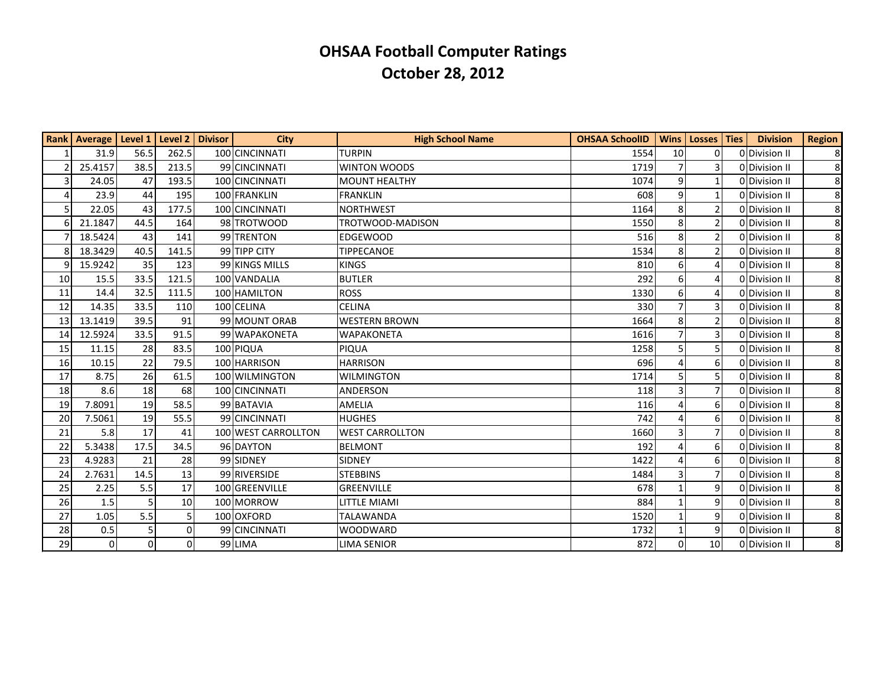# OHSAA Football Computer Ratings

## October 28, 2012

| Rank | Average | Level 1 | Level 2 | Divisor | City | High School Name | OHSAA SchoolID | Wins | Losses | Ties | Division | Region |
|---|---|---|---|---|---|---|---|---|---|---|---|---|
| 1 | 31.9 | 56.5 | 262.5 | 100 | CINCINNATI | TURPIN | 1554 | 10 | 0 | 0 | Division II | 8 |
| 2 | 25.4157 | 38.5 | 213.5 | 99 | CINCINNATI | WINTON WOODS | 1719 | 7 | 3 | 0 | Division II | 8 |
| 3 | 24.05 | 47 | 193.5 | 100 | CINCINNATI | MOUNT HEALTHY | 1074 | 9 | 1 | 0 | Division II | 8 |
| 4 | 23.9 | 44 | 195 | 100 | FRANKLIN | FRANKLIN | 608 | 9 | 1 | 0 | Division II | 8 |
| 5 | 22.05 | 43 | 177.5 | 100 | CINCINNATI | NORTHWEST | 1164 | 8 | 2 | 0 | Division II | 8 |
| 6 | 21.1847 | 44.5 | 164 | 98 | TROTWOOD | TROTWOOD-MADISON | 1550 | 8 | 2 | 0 | Division II | 8 |
| 7 | 18.5424 | 43 | 141 | 99 | TRENTON | EDGEWOOD | 516 | 8 | 2 | 0 | Division II | 8 |
| 8 | 18.3429 | 40.5 | 141.5 | 99 | TIPP CITY | TIPPECANOE | 1534 | 8 | 2 | 0 | Division II | 8 |
| 9 | 15.9242 | 35 | 123 | 99 | KINGS MILLS | KINGS | 810 | 6 | 4 | 0 | Division II | 8 |
| 10 | 15.5 | 33.5 | 121.5 | 100 | VANDALIA | BUTLER | 292 | 6 | 4 | 0 | Division II | 8 |
| 11 | 14.4 | 32.5 | 111.5 | 100 | HAMILTON | ROSS | 1330 | 6 | 4 | 0 | Division II | 8 |
| 12 | 14.35 | 33.5 | 110 | 100 | CELINA | CELINA | 330 | 7 | 3 | 0 | Division II | 8 |
| 13 | 13.1419 | 39.5 | 91 | 99 | MOUNT ORAB | WESTERN BROWN | 1664 | 8 | 2 | 0 | Division II | 8 |
| 14 | 12.5924 | 33.5 | 91.5 | 99 | WAPAKONETA | WAPAKONETA | 1616 | 7 | 3 | 0 | Division II | 8 |
| 15 | 11.15 | 28 | 83.5 | 100 | PIQUA | PIQUA | 1258 | 5 | 5 | 0 | Division II | 8 |
| 16 | 10.15 | 22 | 79.5 | 100 | HARRISON | HARRISON | 696 | 4 | 6 | 0 | Division II | 8 |
| 17 | 8.75 | 26 | 61.5 | 100 | WILMINGTON | WILMINGTON | 1714 | 5 | 5 | 0 | Division II | 8 |
| 18 | 8.6 | 18 | 68 | 100 | CINCINNATI | ANDERSON | 118 | 3 | 7 | 0 | Division II | 8 |
| 19 | 7.8091 | 19 | 58.5 | 99 | BATAVIA | AMELIA | 116 | 4 | 6 | 0 | Division II | 8 |
| 20 | 7.5061 | 19 | 55.5 | 99 | CINCINNATI | HUGHES | 742 | 4 | 6 | 0 | Division II | 8 |
| 21 | 5.8 | 17 | 41 | 100 | WEST CARROLLTON | WEST CARROLLTON | 1660 | 3 | 7 | 0 | Division II | 8 |
| 22 | 5.3438 | 17.5 | 34.5 | 96 | DAYTON | BELMONT | 192 | 4 | 6 | 0 | Division II | 8 |
| 23 | 4.9283 | 21 | 28 | 99 | SIDNEY | SIDNEY | 1422 | 4 | 6 | 0 | Division II | 8 |
| 24 | 2.7631 | 14.5 | 13 | 99 | RIVERSIDE | STEBBINS | 1484 | 3 | 7 | 0 | Division II | 8 |
| 25 | 2.25 | 5.5 | 17 | 100 | GREENVILLE | GREENVILLE | 678 | 1 | 9 | 0 | Division II | 8 |
| 26 | 1.5 | 5 | 10 | 100 | MORROW | LITTLE MIAMI | 884 | 1 | 9 | 0 | Division II | 8 |
| 27 | 1.05 | 5.5 | 5 | 100 | OXFORD | TALAWANDA | 1520 | 1 | 9 | 0 | Division II | 8 |
| 28 | 0.5 | 5 | 0 | 99 | CINCINNATI | WOODWARD | 1732 | 1 | 9 | 0 | Division II | 8 |
| 29 | 0 | 0 | 0 | 99 | LIMA | LIMA SENIOR | 872 | 0 | 10 | 0 | Division II | 8 |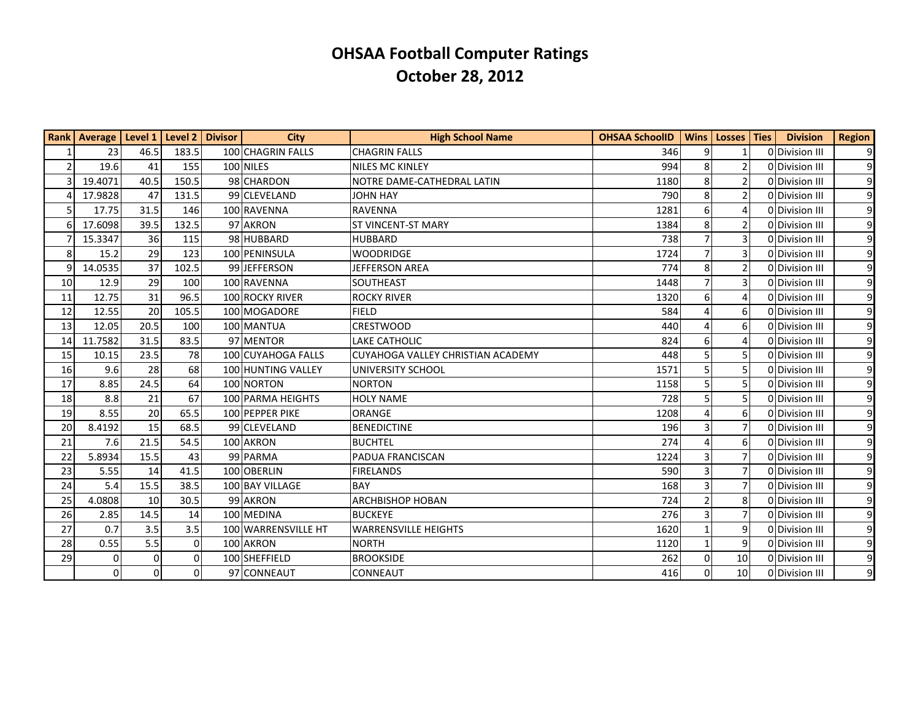# OHSAA Football Computer Ratings
## October 28, 2012

| Rank | Average | Level 1 | Level 2 | Divisor | City | High School Name | OHSAA SchoolID | Wins | Losses | Ties | Division | Region |
|---|---|---|---|---|---|---|---|---|---|---|---|---|
| 1 | 23 | 46.5 | 183.5 | 100 | CHAGRIN FALLS | CHAGRIN FALLS | 346 | 9 | 1 | 0 | Division III | 9 |
| 2 | 19.6 | 41 | 155 | 100 | NILES | NILES MC KINLEY | 994 | 8 | 2 | 0 | Division III | 9 |
| 3 | 19.4071 | 40.5 | 150.5 | 98 | CHARDON | NOTRE DAME-CATHEDRAL LATIN | 1180 | 8 | 2 | 0 | Division III | 9 |
| 4 | 17.9828 | 47 | 131.5 | 99 | CLEVELAND | JOHN HAY | 790 | 8 | 2 | 0 | Division III | 9 |
| 5 | 17.75 | 31.5 | 146 | 100 | RAVENNA | RAVENNA | 1281 | 6 | 4 | 0 | Division III | 9 |
| 6 | 17.6098 | 39.5 | 132.5 | 97 | AKRON | ST VINCENT-ST MARY | 1384 | 8 | 2 | 0 | Division III | 9 |
| 7 | 15.3347 | 36 | 115 | 98 | HUBBARD | HUBBARD | 738 | 7 | 3 | 0 | Division III | 9 |
| 8 | 15.2 | 29 | 123 | 100 | PENINSULA | WOODRIDGE | 1724 | 7 | 3 | 0 | Division III | 9 |
| 9 | 14.0535 | 37 | 102.5 | 99 | JEFFERSON | JEFFERSON AREA | 774 | 8 | 2 | 0 | Division III | 9 |
| 10 | 12.9 | 29 | 100 | 100 | RAVENNA | SOUTHEAST | 1448 | 7 | 3 | 0 | Division III | 9 |
| 11 | 12.75 | 31 | 96.5 | 100 | ROCKY RIVER | ROCKY RIVER | 1320 | 6 | 4 | 0 | Division III | 9 |
| 12 | 12.55 | 20 | 105.5 | 100 | MOGADORE | FIELD | 584 | 4 | 6 | 0 | Division III | 9 |
| 13 | 12.05 | 20.5 | 100 | 100 | MANTUA | CRESTWOOD | 440 | 4 | 6 | 0 | Division III | 9 |
| 14 | 11.7582 | 31.5 | 83.5 | 97 | MENTOR | LAKE CATHOLIC | 824 | 6 | 4 | 0 | Division III | 9 |
| 15 | 10.15 | 23.5 | 78 | 100 | CUYAHOGA FALLS | CUYAHOGA VALLEY CHRISTIAN ACADEMY | 448 | 5 | 5 | 0 | Division III | 9 |
| 16 | 9.6 | 28 | 68 | 100 | HUNTING VALLEY | UNIVERSITY SCHOOL | 1571 | 5 | 5 | 0 | Division III | 9 |
| 17 | 8.85 | 24.5 | 64 | 100 | NORTON | NORTON | 1158 | 5 | 5 | 0 | Division III | 9 |
| 18 | 8.8 | 21 | 67 | 100 | PARMA HEIGHTS | HOLY NAME | 728 | 5 | 5 | 0 | Division III | 9 |
| 19 | 8.55 | 20 | 65.5 | 100 | PEPPER PIKE | ORANGE | 1208 | 4 | 6 | 0 | Division III | 9 |
| 20 | 8.4192 | 15 | 68.5 | 99 | CLEVELAND | BENEDICTINE | 196 | 3 | 7 | 0 | Division III | 9 |
| 21 | 7.6 | 21.5 | 54.5 | 100 | AKRON | BUCHTEL | 274 | 4 | 6 | 0 | Division III | 9 |
| 22 | 5.8934 | 15.5 | 43 | 99 | PARMA | PADUA FRANCISCAN | 1224 | 3 | 7 | 0 | Division III | 9 |
| 23 | 5.55 | 14 | 41.5 | 100 | OBERLIN | FIRELANDS | 590 | 3 | 7 | 0 | Division III | 9 |
| 24 | 5.4 | 15.5 | 38.5 | 100 | BAY VILLAGE | BAY | 168 | 3 | 7 | 0 | Division III | 9 |
| 25 | 4.0808 | 10 | 30.5 | 99 | AKRON | ARCHBISHOP HOBAN | 724 | 2 | 8 | 0 | Division III | 9 |
| 26 | 2.85 | 14.5 | 14 | 100 | MEDINA | BUCKEYE | 276 | 3 | 7 | 0 | Division III | 9 |
| 27 | 0.7 | 3.5 | 3.5 | 100 | WARRENSVILLE HT | WARRENSVILLE HEIGHTS | 1620 | 1 | 9 | 0 | Division III | 9 |
| 28 | 0.55 | 5.5 | 0 | 100 | AKRON | NORTH | 1120 | 1 | 9 | 0 | Division III | 9 |
| 29 | 0 | 0 | 0 | 100 | SHEFFIELD | BROOKSIDE | 262 | 0 | 10 | 0 | Division III | 9 |
| | 0 | 0 | 0 | 97 | CONNEAUT | CONNEAUT | 416 | 0 | 10 | 0 | Division III | 9 |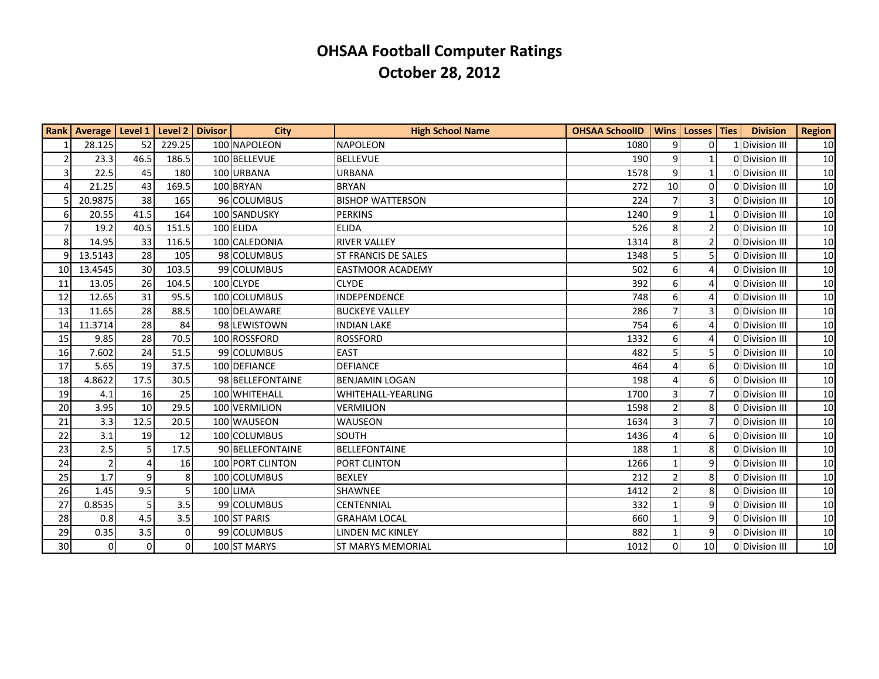# OHSAA Football Computer Ratings
## October 28, 2012

| Rank | Average | Level 1 | Level 2 | Divisor | City | High School Name | OHSAA SchoolID | Wins | Losses | Ties | Division | Region |
|---|---|---|---|---|---|---|---|---|---|---|---|---|
| 1 | 28.125 | 52 | 229.25 | 100 | NAPOLEON | NAPOLEON | 1080 | 9 | 0 | 1 | Division III | 10 |
| 2 | 23.3 | 46.5 | 186.5 | 100 | BELLEVUE | BELLEVUE | 190 | 9 | 1 | 0 | Division III | 10 |
| 3 | 22.5 | 45 | 180 | 100 | URBANA | URBANA | 1578 | 9 | 1 | 0 | Division III | 10 |
| 4 | 21.25 | 43 | 169.5 | 100 | BRYAN | BRYAN | 272 | 10 | 0 | 0 | Division III | 10 |
| 5 | 20.9875 | 38 | 165 | 96 | COLUMBUS | BISHOP WATTERSON | 224 | 7 | 3 | 0 | Division III | 10 |
| 6 | 20.55 | 41.5 | 164 | 100 | SANDUSKY | PERKINS | 1240 | 9 | 1 | 0 | Division III | 10 |
| 7 | 19.2 | 40.5 | 151.5 | 100 | ELIDA | ELIDA | 526 | 8 | 2 | 0 | Division III | 10 |
| 8 | 14.95 | 33 | 116.5 | 100 | CALEDONIA | RIVER VALLEY | 1314 | 8 | 2 | 0 | Division III | 10 |
| 9 | 13.5143 | 28 | 105 | 98 | COLUMBUS | ST FRANCIS DE SALES | 1348 | 5 | 5 | 0 | Division III | 10 |
| 10 | 13.4545 | 30 | 103.5 | 99 | COLUMBUS | EASTMOOR ACADEMY | 502 | 6 | 4 | 0 | Division III | 10 |
| 11 | 13.05 | 26 | 104.5 | 100 | CLYDE | CLYDE | 392 | 6 | 4 | 0 | Division III | 10 |
| 12 | 12.65 | 31 | 95.5 | 100 | COLUMBUS | INDEPENDENCE | 748 | 6 | 4 | 0 | Division III | 10 |
| 13 | 11.65 | 28 | 88.5 | 100 | DELAWARE | BUCKEYE VALLEY | 286 | 7 | 3 | 0 | Division III | 10 |
| 14 | 11.3714 | 28 | 84 | 98 | LEWISTOWN | INDIAN LAKE | 754 | 6 | 4 | 0 | Division III | 10 |
| 15 | 9.85 | 28 | 70.5 | 100 | ROSSFORD | ROSSFORD | 1332 | 6 | 4 | 0 | Division III | 10 |
| 16 | 7.602 | 24 | 51.5 | 99 | COLUMBUS | EAST | 482 | 5 | 5 | 0 | Division III | 10 |
| 17 | 5.65 | 19 | 37.5 | 100 | DEFIANCE | DEFIANCE | 464 | 4 | 6 | 0 | Division III | 10 |
| 18 | 4.8622 | 17.5 | 30.5 | 98 | BELLEFONTAINE | BENJAMIN LOGAN | 198 | 4 | 6 | 0 | Division III | 10 |
| 19 | 4.1 | 16 | 25 | 100 | WHITEHALL | WHITEHALL-YEARLING | 1700 | 3 | 7 | 0 | Division III | 10 |
| 20 | 3.95 | 10 | 29.5 | 100 | VERMILION | VERMILION | 1598 | 2 | 8 | 0 | Division III | 10 |
| 21 | 3.3 | 12.5 | 20.5 | 100 | WAUSEON | WAUSEON | 1634 | 3 | 7 | 0 | Division III | 10 |
| 22 | 3.1 | 19 | 12 | 100 | COLUMBUS | SOUTH | 1436 | 4 | 6 | 0 | Division III | 10 |
| 23 | 2.5 | 5 | 17.5 | 90 | BELLEFONTAINE | BELLEFONTAINE | 188 | 1 | 8 | 0 | Division III | 10 |
| 24 | 2 | 4 | 16 | 100 | PORT CLINTON | PORT CLINTON | 1266 | 1 | 9 | 0 | Division III | 10 |
| 25 | 1.7 | 9 | 8 | 100 | COLUMBUS | BEXLEY | 212 | 2 | 8 | 0 | Division III | 10 |
| 26 | 1.45 | 9.5 | 5 | 100 | LIMA | SHAWNEE | 1412 | 2 | 8 | 0 | Division III | 10 |
| 27 | 0.8535 | 5 | 3.5 | 99 | COLUMBUS | CENTENNIAL | 332 | 1 | 9 | 0 | Division III | 10 |
| 28 | 0.8 | 4.5 | 3.5 | 100 | ST PARIS | GRAHAM LOCAL | 660 | 1 | 9 | 0 | Division III | 10 |
| 29 | 0.35 | 3.5 | 0 | 99 | COLUMBUS | LINDEN MC KINLEY | 882 | 1 | 9 | 0 | Division III | 10 |
| 30 | 0 | 0 | 0 | 100 | ST MARYS | ST MARYS MEMORIAL | 1012 | 0 | 10 | 0 | Division III | 10 |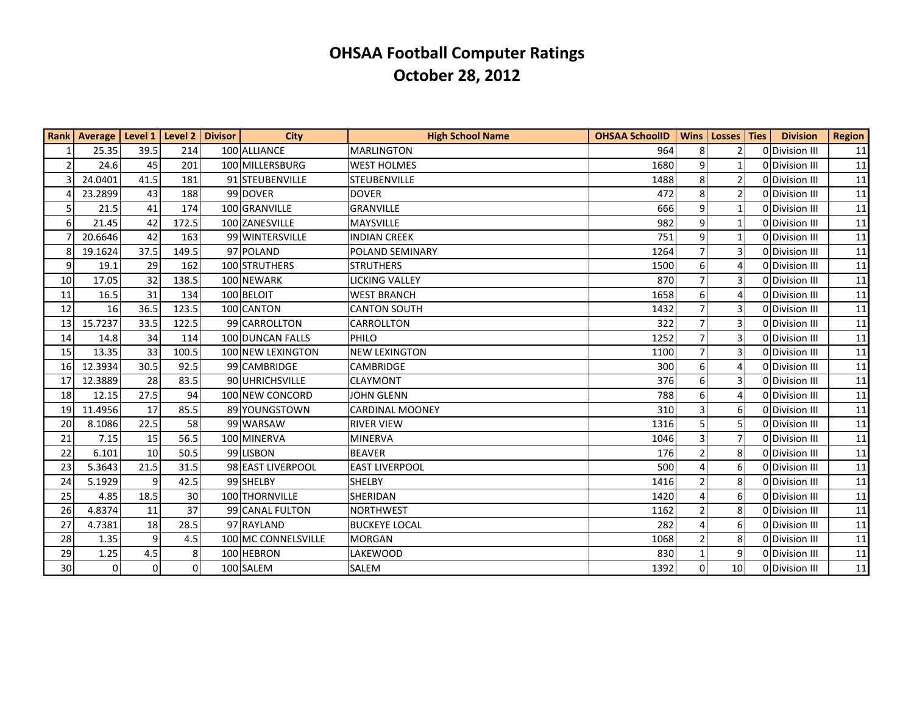# OHSAA Football Computer Ratings
# October 28, 2012

| Rank | Average | Level 1 | Level 2 | Divisor | City | High School Name | OHSAA SchoolID | Wins | Losses | Ties | Division | Region |
|---|---|---|---|---|---|---|---|---|---|---|---|---|
| 1 | 25.35 | 39.5 | 214 | 100 | ALLIANCE | MARLINGTON | 964 | 8 | 2 | 0 | Division III | 11 |
| 2 | 24.6 | 45 | 201 | 100 | MILLERSBURG | WEST HOLMES | 1680 | 9 | 1 | 0 | Division III | 11 |
| 3 | 24.0401 | 41.5 | 181 | 91 | STEUBENVILLE | STEUBENVILLE | 1488 | 8 | 2 | 0 | Division III | 11 |
| 4 | 23.2899 | 43 | 188 | 99 | DOVER | DOVER | 472 | 8 | 2 | 0 | Division III | 11 |
| 5 | 21.5 | 41 | 174 | 100 | GRANVILLE | GRANVILLE | 666 | 9 | 1 | 0 | Division III | 11 |
| 6 | 21.45 | 42 | 172.5 | 100 | ZANESVILLE | MAYSVILLE | 982 | 9 | 1 | 0 | Division III | 11 |
| 7 | 20.6646 | 42 | 163 | 99 | WINTERSVILLE | INDIAN CREEK | 751 | 9 | 1 | 0 | Division III | 11 |
| 8 | 19.1624 | 37.5 | 149.5 | 97 | POLAND | POLAND SEMINARY | 1264 | 7 | 3 | 0 | Division III | 11 |
| 9 | 19.1 | 29 | 162 | 100 | STRUTHERS | STRUTHERS | 1500 | 6 | 4 | 0 | Division III | 11 |
| 10 | 17.05 | 32 | 138.5 | 100 | NEWARK | LICKING VALLEY | 870 | 7 | 3 | 0 | Division III | 11 |
| 11 | 16.5 | 31 | 134 | 100 | BELOIT | WEST BRANCH | 1658 | 6 | 4 | 0 | Division III | 11 |
| 12 | 16 | 36.5 | 123.5 | 100 | CANTON | CANTON SOUTH | 1432 | 7 | 3 | 0 | Division III | 11 |
| 13 | 15.7237 | 33.5 | 122.5 | 99 | CARROLLTON | CARROLLTON | 322 | 7 | 3 | 0 | Division III | 11 |
| 14 | 14.8 | 34 | 114 | 100 | DUNCAN FALLS | PHILO | 1252 | 7 | 3 | 0 | Division III | 11 |
| 15 | 13.35 | 33 | 100.5 | 100 | NEW LEXINGTON | NEW LEXINGTON | 1100 | 7 | 3 | 0 | Division III | 11 |
| 16 | 12.3934 | 30.5 | 92.5 | 99 | CAMBRIDGE | CAMBRIDGE | 300 | 6 | 4 | 0 | Division III | 11 |
| 17 | 12.3889 | 28 | 83.5 | 90 | UHRICHSVILLE | CLAYMONT | 376 | 6 | 3 | 0 | Division III | 11 |
| 18 | 12.15 | 27.5 | 94 | 100 | NEW CONCORD | JOHN GLENN | 788 | 6 | 4 | 0 | Division III | 11 |
| 19 | 11.4956 | 17 | 85.5 | 89 | YOUNGSTOWN | CARDINAL MOONEY | 310 | 3 | 6 | 0 | Division III | 11 |
| 20 | 8.1086 | 22.5 | 58 | 99 | WARSAW | RIVER VIEW | 1316 | 5 | 5 | 0 | Division III | 11 |
| 21 | 7.15 | 15 | 56.5 | 100 | MINERVA | MINERVA | 1046 | 3 | 7 | 0 | Division III | 11 |
| 22 | 6.101 | 10 | 50.5 | 99 | LISBON | BEAVER | 176 | 2 | 8 | 0 | Division III | 11 |
| 23 | 5.3643 | 21.5 | 31.5 | 98 | EAST LIVERPOOL | EAST LIVERPOOL | 500 | 4 | 6 | 0 | Division III | 11 |
| 24 | 5.1929 | 9 | 42.5 | 99 | SHELBY | SHELBY | 1416 | 2 | 8 | 0 | Division III | 11 |
| 25 | 4.85 | 18.5 | 30 | 100 | THORNVILLE | SHERIDAN | 1420 | 4 | 6 | 0 | Division III | 11 |
| 26 | 4.8374 | 11 | 37 | 99 | CANAL FULTON | NORTHWEST | 1162 | 2 | 8 | 0 | Division III | 11 |
| 27 | 4.7381 | 18 | 28.5 | 97 | RAYLAND | BUCKEYE LOCAL | 282 | 4 | 6 | 0 | Division III | 11 |
| 28 | 1.35 | 9 | 4.5 | 100 | MC CONNELSVILLE | MORGAN | 1068 | 2 | 8 | 0 | Division III | 11 |
| 29 | 1.25 | 4.5 | 8 | 100 | HEBRON | LAKEWOOD | 830 | 1 | 9 | 0 | Division III | 11 |
| 30 | 0 | 0 | 0 | 100 | SALEM | SALEM | 1392 | 0 | 10 | 0 | Division III | 11 |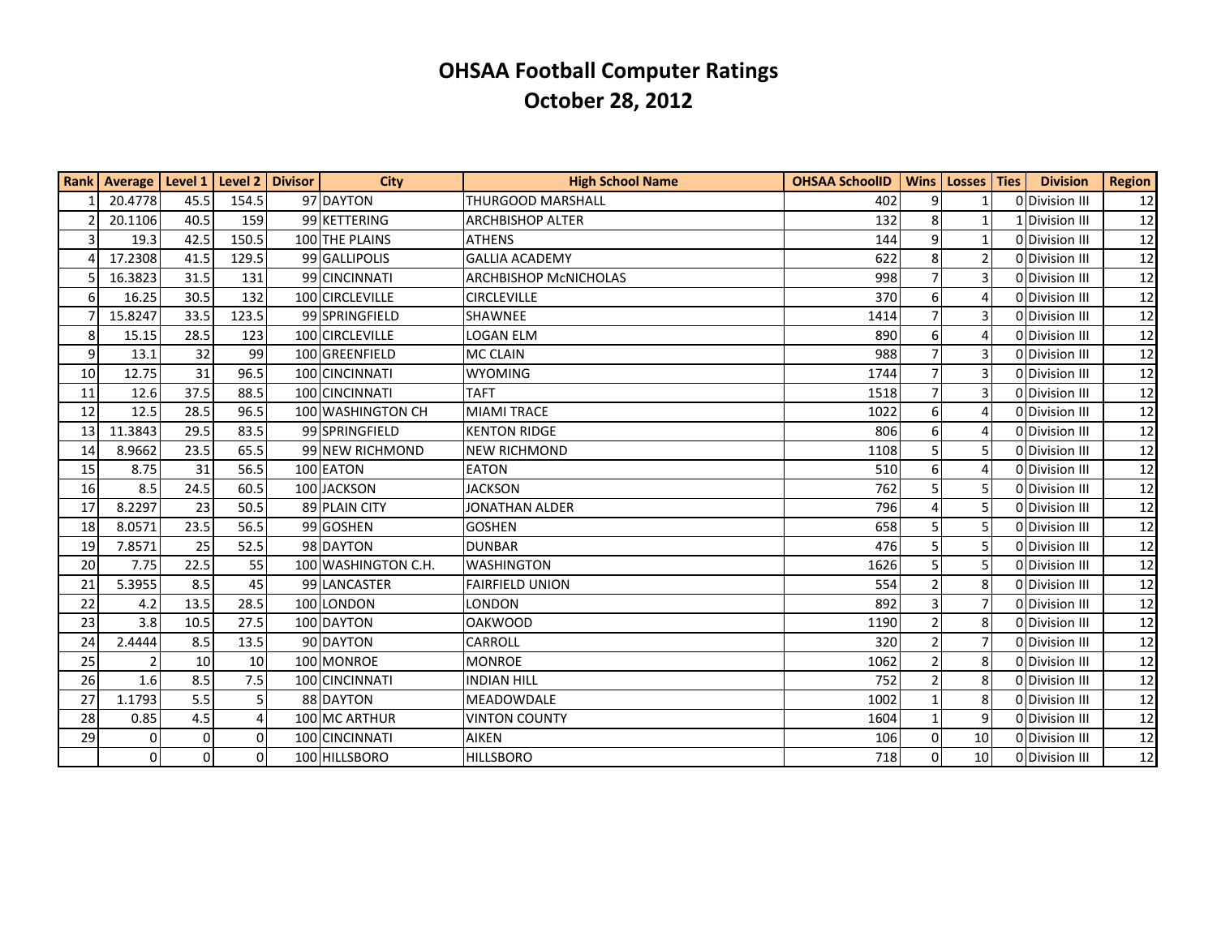# OHSAA Football Computer Ratings
## October 28, 2012

| Rank | Average | Level 1 | Level 2 | Divisor | City | High School Name | OHSAA SchoolID | Wins | Losses | Ties | Division | Region |
|---|---|---|---|---|---|---|---|---|---|---|---|---|
| 1 | 20.4778 | 45.5 | 154.5 | 97 | DAYTON | THURGOOD MARSHALL | 402 | 9 | 1 | 0 | Division III | 12 |
| 2 | 20.1106 | 40.5 | 159 | 99 | KETTERING | ARCHBISHOP ALTER | 132 | 8 | 1 | 1 | Division III | 12 |
| 3 | 19.3 | 42.5 | 150.5 | 100 | THE PLAINS | ATHENS | 144 | 9 | 1 | 0 | Division III | 12 |
| 4 | 17.2308 | 41.5 | 129.5 | 99 | GALLIPOLIS | GALLIA ACADEMY | 622 | 8 | 2 | 0 | Division III | 12 |
| 5 | 16.3823 | 31.5 | 131 | 99 | CINCINNATI | ARCHBISHOP McNICHOLAS | 998 | 7 | 3 | 0 | Division III | 12 |
| 6 | 16.25 | 30.5 | 132 | 100 | CIRCLEVILLE | CIRCLEVILLE | 370 | 6 | 4 | 0 | Division III | 12 |
| 7 | 15.8247 | 33.5 | 123.5 | 99 | SPRINGFIELD | SHAWNEE | 1414 | 7 | 3 | 0 | Division III | 12 |
| 8 | 15.15 | 28.5 | 123 | 100 | CIRCLEVILLE | LOGAN ELM | 890 | 6 | 4 | 0 | Division III | 12 |
| 9 | 13.1 | 32 | 99 | 100 | GREENFIELD | MC CLAIN | 988 | 7 | 3 | 0 | Division III | 12 |
| 10 | 12.75 | 31 | 96.5 | 100 | CINCINNATI | WYOMING | 1744 | 7 | 3 | 0 | Division III | 12 |
| 11 | 12.6 | 37.5 | 88.5 | 100 | CINCINNATI | TAFT | 1518 | 7 | 3 | 0 | Division III | 12 |
| 12 | 12.5 | 28.5 | 96.5 | 100 | WASHINGTON CH | MIAMI TRACE | 1022 | 6 | 4 | 0 | Division III | 12 |
| 13 | 11.3843 | 29.5 | 83.5 | 99 | SPRINGFIELD | KENTON RIDGE | 806 | 6 | 4 | 0 | Division III | 12 |
| 14 | 8.9662 | 23.5 | 65.5 | 99 | NEW RICHMOND | NEW RICHMOND | 1108 | 5 | 5 | 0 | Division III | 12 |
| 15 | 8.75 | 31 | 56.5 | 100 | EATON | EATON | 510 | 6 | 4 | 0 | Division III | 12 |
| 16 | 8.5 | 24.5 | 60.5 | 100 | JACKSON | JACKSON | 762 | 5 | 5 | 0 | Division III | 12 |
| 17 | 8.2297 | 23 | 50.5 | 89 | PLAIN CITY | JONATHAN ALDER | 796 | 4 | 5 | 0 | Division III | 12 |
| 18 | 8.0571 | 23.5 | 56.5 | 99 | GOSHEN | GOSHEN | 658 | 5 | 5 | 0 | Division III | 12 |
| 19 | 7.8571 | 25 | 52.5 | 98 | DAYTON | DUNBAR | 476 | 5 | 5 | 0 | Division III | 12 |
| 20 | 7.75 | 22.5 | 55 | 100 | WASHINGTON C.H. | WASHINGTON | 1626 | 5 | 5 | 0 | Division III | 12 |
| 21 | 5.3955 | 8.5 | 45 | 99 | LANCASTER | FAIRFIELD UNION | 554 | 2 | 8 | 0 | Division III | 12 |
| 22 | 4.2 | 13.5 | 28.5 | 100 | LONDON | LONDON | 892 | 3 | 7 | 0 | Division III | 12 |
| 23 | 3.8 | 10.5 | 27.5 | 100 | DAYTON | OAKWOOD | 1190 | 2 | 8 | 0 | Division III | 12 |
| 24 | 2.4444 | 8.5 | 13.5 | 90 | DAYTON | CARROLL | 320 | 2 | 7 | 0 | Division III | 12 |
| 25 | 2 | 10 | 10 | 100 | MONROE | MONROE | 1062 | 2 | 8 | 0 | Division III | 12 |
| 26 | 1.6 | 8.5 | 7.5 | 100 | CINCINNATI | INDIAN HILL | 752 | 2 | 8 | 0 | Division III | 12 |
| 27 | 1.1793 | 5.5 | 5 | 88 | DAYTON | MEADOWDALE | 1002 | 1 | 8 | 0 | Division III | 12 |
| 28 | 0.85 | 4.5 | 4 | 100 | MC ARTHUR | VINTON COUNTY | 1604 | 1 | 9 | 0 | Division III | 12 |
| 29 | 0 | 0 | 0 | 100 | CINCINNATI | AIKEN | 106 | 0 | 10 | 0 | Division III | 12 |
| | 0 | 0 | 0 | 100 | HILLSBORO | HILLSBORO | 718 | 0 | 10 | 0 | Division III | 12 |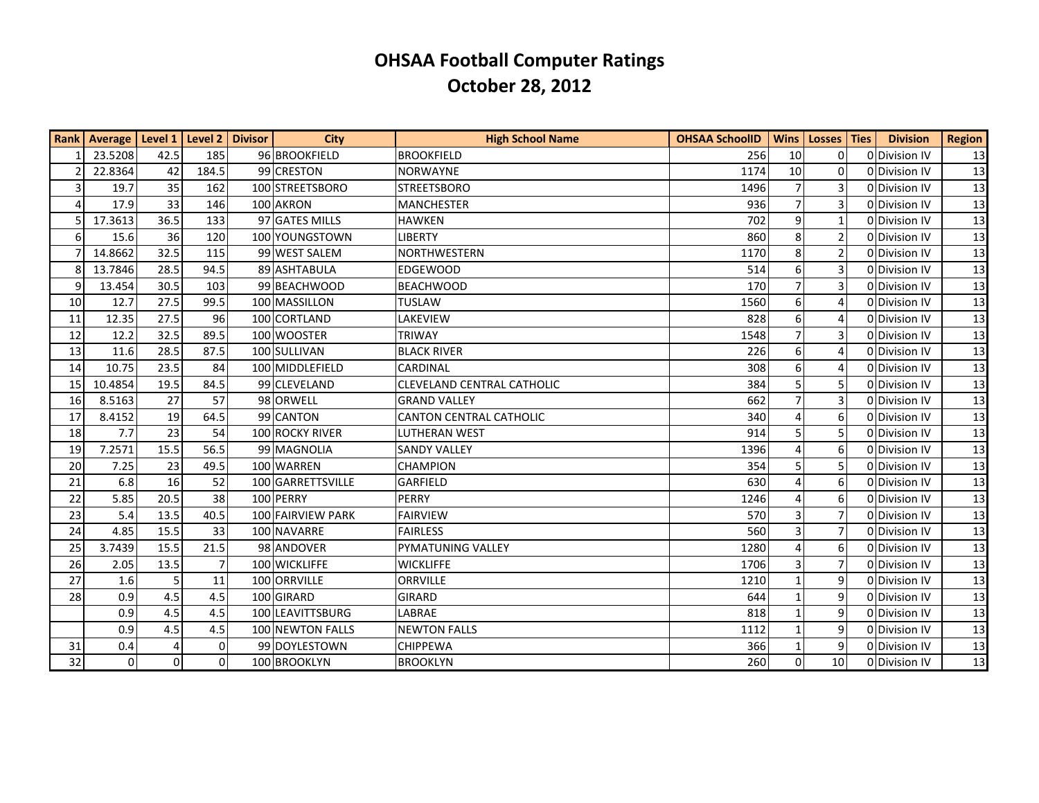# OHSAA Football Computer Ratings

## October 28, 2012

| Rank | Average | Level 1 | Level 2 | Divisor | City | High School Name | OHSAA SchoolID | Wins | Losses | Ties | Division | Region |
|---|---|---|---|---|---|---|---|---|---|---|---|---|
| 1 | 23.5208 | 42.5 | 185 | 96 | BROOKFIELD | BROOKFIELD | 256 | 10 | 0 | 0 | Division IV | 13 |
| 2 | 22.8364 | 42 | 184.5 | 99 | CRESTON | NORWAYNE | 1174 | 10 | 0 | 0 | Division IV | 13 |
| 3 | 19.7 | 35 | 162 | 100 | STREETSBORO | STREETSBORO | 1496 | 7 | 3 | 0 | Division IV | 13 |
| 4 | 17.9 | 33 | 146 | 100 | AKRON | MANCHESTER | 936 | 7 | 3 | 0 | Division IV | 13 |
| 5 | 17.3613 | 36.5 | 133 | 97 | GATES MILLS | HAWKEN | 702 | 9 | 1 | 0 | Division IV | 13 |
| 6 | 15.6 | 36 | 120 | 100 | YOUNGSTOWN | LIBERTY | 860 | 8 | 2 | 0 | Division IV | 13 |
| 7 | 14.8662 | 32.5 | 115 | 99 | WEST SALEM | NORTHWESTERN | 1170 | 8 | 2 | 0 | Division IV | 13 |
| 8 | 13.7846 | 28.5 | 94.5 | 89 | ASHTABULA | EDGEWOOD | 514 | 6 | 3 | 0 | Division IV | 13 |
| 9 | 13.454 | 30.5 | 103 | 99 | BEACHWOOD | BEACHWOOD | 170 | 7 | 3 | 0 | Division IV | 13 |
| 10 | 12.7 | 27.5 | 99.5 | 100 | MASSILLON | TUSLAW | 1560 | 6 | 4 | 0 | Division IV | 13 |
| 11 | 12.35 | 27.5 | 96 | 100 | CORTLAND | LAKEVIEW | 828 | 6 | 4 | 0 | Division IV | 13 |
| 12 | 12.2 | 32.5 | 89.5 | 100 | WOOSTER | TRIWAY | 1548 | 7 | 3 | 0 | Division IV | 13 |
| 13 | 11.6 | 28.5 | 87.5 | 100 | SULLIVAN | BLACK RIVER | 226 | 6 | 4 | 0 | Division IV | 13 |
| 14 | 10.75 | 23.5 | 84 | 100 | MIDDLEFIELD | CARDINAL | 308 | 6 | 4 | 0 | Division IV | 13 |
| 15 | 10.4854 | 19.5 | 84.5 | 99 | CLEVELAND | CLEVELAND CENTRAL CATHOLIC | 384 | 5 | 5 | 0 | Division IV | 13 |
| 16 | 8.5163 | 27 | 57 | 98 | ORWELL | GRAND VALLEY | 662 | 7 | 3 | 0 | Division IV | 13 |
| 17 | 8.4152 | 19 | 64.5 | 99 | CANTON | CANTON CENTRAL CATHOLIC | 340 | 4 | 6 | 0 | Division IV | 13 |
| 18 | 7.7 | 23 | 54 | 100 | ROCKY RIVER | LUTHERAN WEST | 914 | 5 | 5 | 0 | Division IV | 13 |
| 19 | 7.2571 | 15.5 | 56.5 | 99 | MAGNOLIA | SANDY VALLEY | 1396 | 4 | 6 | 0 | Division IV | 13 |
| 20 | 7.25 | 23 | 49.5 | 100 | WARREN | CHAMPION | 354 | 5 | 5 | 0 | Division IV | 13 |
| 21 | 6.8 | 16 | 52 | 100 | GARRETTSVILLE | GARFIELD | 630 | 4 | 6 | 0 | Division IV | 13 |
| 22 | 5.85 | 20.5 | 38 | 100 | PERRY | PERRY | 1246 | 4 | 6 | 0 | Division IV | 13 |
| 23 | 5.4 | 13.5 | 40.5 | 100 | FAIRVIEW PARK | FAIRVIEW | 570 | 3 | 7 | 0 | Division IV | 13 |
| 24 | 4.85 | 15.5 | 33 | 100 | NAVARRE | FAIRLESS | 560 | 3 | 7 | 0 | Division IV | 13 |
| 25 | 3.7439 | 15.5 | 21.5 | 98 | ANDOVER | PYMATUNING VALLEY | 1280 | 4 | 6 | 0 | Division IV | 13 |
| 26 | 2.05 | 13.5 | 7 | 100 | WICKLIFFE | WICKLIFFE | 1706 | 3 | 7 | 0 | Division IV | 13 |
| 27 | 1.6 | 5 | 11 | 100 | ORRVILLE | ORRVILLE | 1210 | 1 | 9 | 0 | Division IV | 13 |
| 28 | 0.9 | 4.5 | 4.5 | 100 | GIRARD | GIRARD | 644 | 1 | 9 | 0 | Division IV | 13 |
| | 0.9 | 4.5 | 4.5 | 100 | LEAVITTSBURG | LABRAE | 818 | 1 | 9 | 0 | Division IV | 13 |
| | 0.9 | 4.5 | 4.5 | 100 | NEWTON FALLS | NEWTON FALLS | 1112 | 1 | 9 | 0 | Division IV | 13 |
| 31 | 0.4 | 4 | 0 | 99 | DOYLESTOWN | CHIPPEWA | 366 | 1 | 9 | 0 | Division IV | 13 |
| 32 | 0 | 0 | 0 | 100 | BROOKLYN | BROOKLYN | 260 | 0 | 10 | 0 | Division IV | 13 |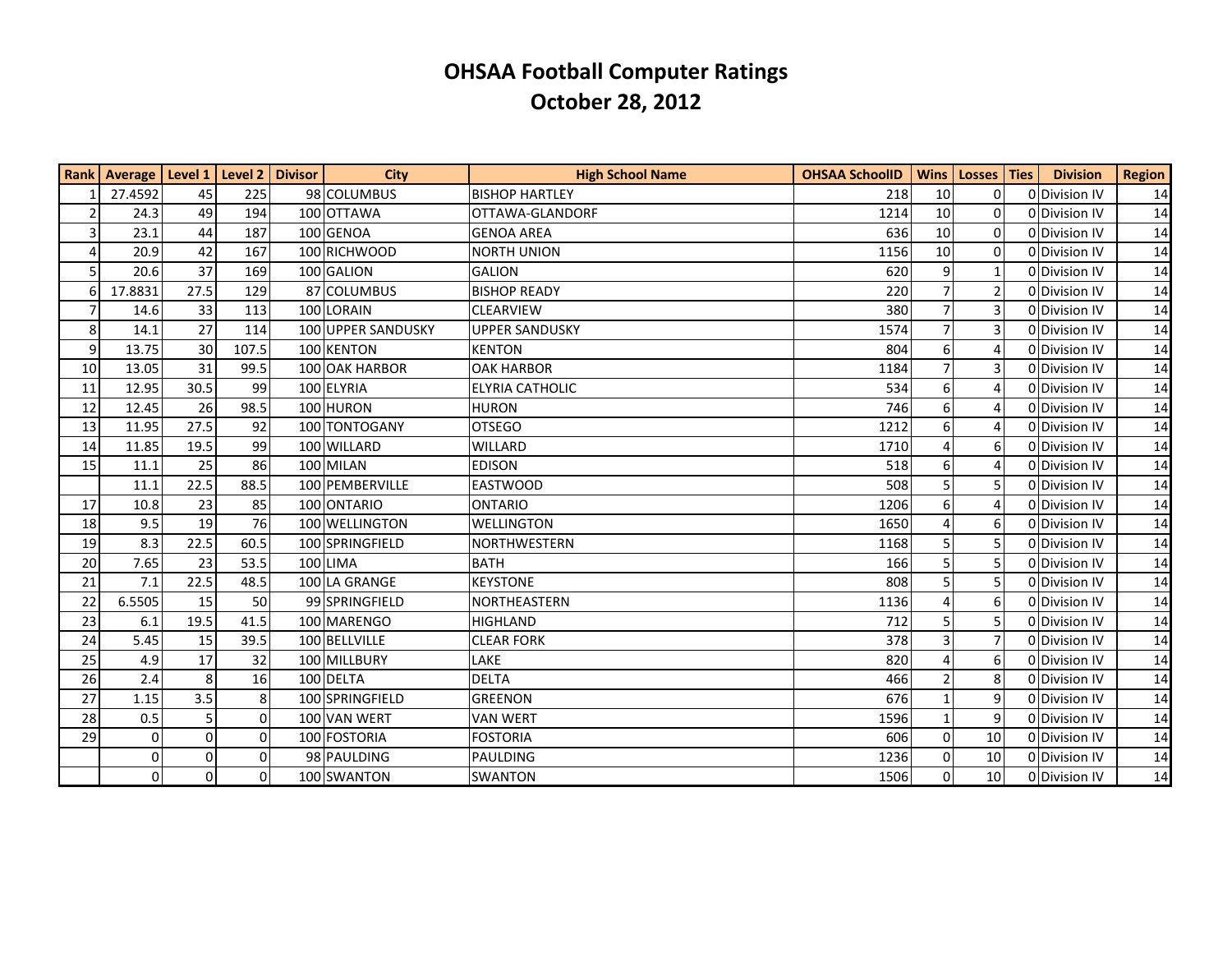# OHSAA Football Computer Ratings
# October 28, 2012

| Rank | Average | Level 1 | Level 2 | Divisor | City | High School Name | OHSAA SchoolID | Wins | Losses | Ties | Division | Region |
|---|---|---|---|---|---|---|---|---|---|---|---|---|
| 1 | 27.4592 | 45 | 225 | 98 | COLUMBUS | BISHOP HARTLEY | 218 | 10 | 0 | 0 | Division IV | 14 |
| 2 | 24.3 | 49 | 194 | 100 | OTTAWA | OTTAWA-GLANDORF | 1214 | 10 | 0 | 0 | Division IV | 14 |
| 3 | 23.1 | 44 | 187 | 100 | GENOA | GENOA AREA | 636 | 10 | 0 | 0 | Division IV | 14 |
| 4 | 20.9 | 42 | 167 | 100 | RICHWOOD | NORTH UNION | 1156 | 10 | 0 | 0 | Division IV | 14 |
| 5 | 20.6 | 37 | 169 | 100 | GALION | GALION | 620 | 9 | 1 | 0 | Division IV | 14 |
| 6 | 17.8831 | 27.5 | 129 | 87 | COLUMBUS | BISHOP READY | 220 | 7 | 2 | 0 | Division IV | 14 |
| 7 | 14.6 | 33 | 113 | 100 | LORAIN | CLEARVIEW | 380 | 7 | 3 | 0 | Division IV | 14 |
| 8 | 14.1 | 27 | 114 | 100 | UPPER SANDUSKY | UPPER SANDUSKY | 1574 | 7 | 3 | 0 | Division IV | 14 |
| 9 | 13.75 | 30 | 107.5 | 100 | KENTON | KENTON | 804 | 6 | 4 | 0 | Division IV | 14 |
| 10 | 13.05 | 31 | 99.5 | 100 | OAK HARBOR | OAK HARBOR | 1184 | 7 | 3 | 0 | Division IV | 14 |
| 11 | 12.95 | 30.5 | 99 | 100 | ELYRIA | ELYRIA CATHOLIC | 534 | 6 | 4 | 0 | Division IV | 14 |
| 12 | 12.45 | 26 | 98.5 | 100 | HURON | HURON | 746 | 6 | 4 | 0 | Division IV | 14 |
| 13 | 11.95 | 27.5 | 92 | 100 | TONTOGANY | OTSEGO | 1212 | 6 | 4 | 0 | Division IV | 14 |
| 14 | 11.85 | 19.5 | 99 | 100 | WILLARD | WILLARD | 1710 | 4 | 6 | 0 | Division IV | 14 |
| 15 | 11.1 | 25 | 86 | 100 | MILAN | EDISON | 518 | 6 | 4 | 0 | Division IV | 14 |
| | 11.1 | 22.5 | 88.5 | 100 | PEMBERVILLE | EASTWOOD | 508 | 5 | 5 | 0 | Division IV | 14 |
| 17 | 10.8 | 23 | 85 | 100 | ONTARIO | ONTARIO | 1206 | 6 | 4 | 0 | Division IV | 14 |
| 18 | 9.5 | 19 | 76 | 100 | WELLINGTON | WELLINGTON | 1650 | 4 | 6 | 0 | Division IV | 14 |
| 19 | 8.3 | 22.5 | 60.5 | 100 | SPRINGFIELD | NORTHWESTERN | 1168 | 5 | 5 | 0 | Division IV | 14 |
| 20 | 7.65 | 23 | 53.5 | 100 | LIMA | BATH | 166 | 5 | 5 | 0 | Division IV | 14 |
| 21 | 7.1 | 22.5 | 48.5 | 100 | LA GRANGE | KEYSTONE | 808 | 5 | 5 | 0 | Division IV | 14 |
| 22 | 6.5505 | 15 | 50 | 99 | SPRINGFIELD | NORTHEASTERN | 1136 | 4 | 6 | 0 | Division IV | 14 |
| 23 | 6.1 | 19.5 | 41.5 | 100 | MARENGO | HIGHLAND | 712 | 5 | 5 | 0 | Division IV | 14 |
| 24 | 5.45 | 15 | 39.5 | 100 | BELLVILLE | CLEAR FORK | 378 | 3 | 7 | 0 | Division IV | 14 |
| 25 | 4.9 | 17 | 32 | 100 | MILLBURY | LAKE | 820 | 4 | 6 | 0 | Division IV | 14 |
| 26 | 2.4 | 8 | 16 | 100 | DELTA | DELTA | 466 | 2 | 8 | 0 | Division IV | 14 |
| 27 | 1.15 | 3.5 | 8 | 100 | SPRINGFIELD | GREENON | 676 | 1 | 9 | 0 | Division IV | 14 |
| 28 | 0.5 | 5 | 0 | 100 | VAN WERT | VAN WERT | 1596 | 1 | 9 | 0 | Division IV | 14 |
| 29 | 0 | 0 | 0 | 100 | FOSTORIA | FOSTORIA | 606 | 0 | 10 | 0 | Division IV | 14 |
| | 0 | 0 | 0 | 98 | PAULDING | PAULDING | 1236 | 0 | 10 | 0 | Division IV | 14 |
| | 0 | 0 | 0 | 100 | SWANTON | SWANTON | 1506 | 0 | 10 | 0 | Division IV | 14 |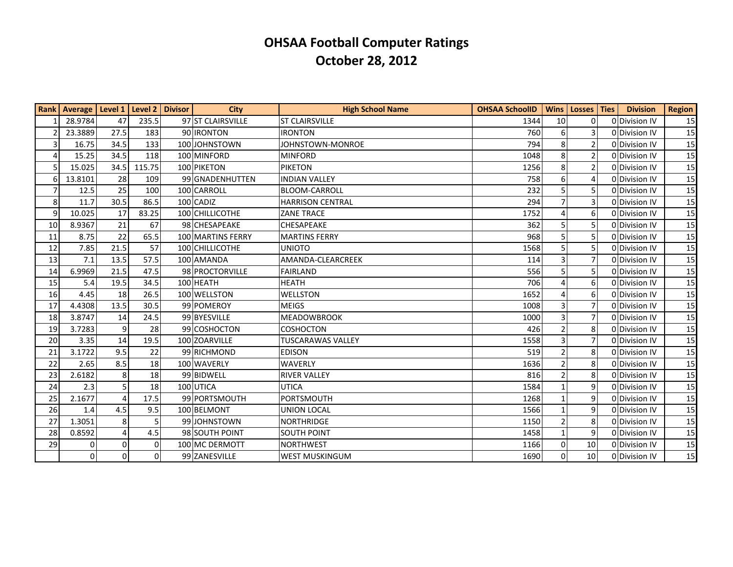# OHSAA Football Computer Ratings
# October 28, 2012

| Rank | Average | Level 1 | Level 2 | Divisor | City | High School Name | OHSAA SchoolID | Wins | Losses | Ties | Division | Region |
|---|---|---|---|---|---|---|---|---|---|---|---|---|
| 1 | 28.9784 | 47 | 235.5 | 97 | ST CLAIRSVILLE | ST CLAIRSVILLE | 1344 | 10 | 0 | 0 | Division IV | 15 |
| 2 | 23.3889 | 27.5 | 183 | 90 | IRONTON | IRONTON | 760 | 6 | 3 | 0 | Division IV | 15 |
| 3 | 16.75 | 34.5 | 133 | 100 | JOHNSTOWN | JOHNSTOWN-MONROE | 794 | 8 | 2 | 0 | Division IV | 15 |
| 4 | 15.25 | 34.5 | 118 | 100 | MINFORD | MINFORD | 1048 | 8 | 2 | 0 | Division IV | 15 |
| 5 | 15.025 | 34.5 | 115.75 | 100 | PIKETON | PIKETON | 1256 | 8 | 2 | 0 | Division IV | 15 |
| 6 | 13.8101 | 28 | 109 | 99 | GNADENHUTTEN | INDIAN VALLEY | 758 | 6 | 4 | 0 | Division IV | 15 |
| 7 | 12.5 | 25 | 100 | 100 | CARROLL | BLOOM-CARROLL | 232 | 5 | 5 | 0 | Division IV | 15 |
| 8 | 11.7 | 30.5 | 86.5 | 100 | CADIZ | HARRISON CENTRAL | 294 | 7 | 3 | 0 | Division IV | 15 |
| 9 | 10.025 | 17 | 83.25 | 100 | CHILLICOTHE | ZANE TRACE | 1752 | 4 | 6 | 0 | Division IV | 15 |
| 10 | 8.9367 | 21 | 67 | 98 | CHESAPEAKE | CHESAPEAKE | 362 | 5 | 5 | 0 | Division IV | 15 |
| 11 | 8.75 | 22 | 65.5 | 100 | MARTINS FERRY | MARTINS FERRY | 968 | 5 | 5 | 0 | Division IV | 15 |
| 12 | 7.85 | 21.5 | 57 | 100 | CHILLICOTHE | UNIOTO | 1568 | 5 | 5 | 0 | Division IV | 15 |
| 13 | 7.1 | 13.5 | 57.5 | 100 | AMANDA | AMANDA-CLEARCREEK | 114 | 3 | 7 | 0 | Division IV | 15 |
| 14 | 6.9969 | 21.5 | 47.5 | 98 | PROCTORVILLE | FAIRLAND | 556 | 5 | 5 | 0 | Division IV | 15 |
| 15 | 5.4 | 19.5 | 34.5 | 100 | HEATH | HEATH | 706 | 4 | 6 | 0 | Division IV | 15 |
| 16 | 4.45 | 18 | 26.5 | 100 | WELLSTON | WELLSTON | 1652 | 4 | 6 | 0 | Division IV | 15 |
| 17 | 4.4308 | 13.5 | 30.5 | 99 | POMEROY | MEIGS | 1008 | 3 | 7 | 0 | Division IV | 15 |
| 18 | 3.8747 | 14 | 24.5 | 99 | BYESVILLE | MEADOWBROOK | 1000 | 3 | 7 | 0 | Division IV | 15 |
| 19 | 3.7283 | 9 | 28 | 99 | COSHOCTON | COSHOCTON | 426 | 2 | 8 | 0 | Division IV | 15 |
| 20 | 3.35 | 14 | 19.5 | 100 | ZOARVILLE | TUSCARAWAS VALLEY | 1558 | 3 | 7 | 0 | Division IV | 15 |
| 21 | 3.1722 | 9.5 | 22 | 99 | RICHMOND | EDISON | 519 | 2 | 8 | 0 | Division IV | 15 |
| 22 | 2.65 | 8.5 | 18 | 100 | WAVERLY | WAVERLY | 1636 | 2 | 8 | 0 | Division IV | 15 |
| 23 | 2.6182 | 8 | 18 | 99 | BIDWELL | RIVER VALLEY | 816 | 2 | 8 | 0 | Division IV | 15 |
| 24 | 2.3 | 5 | 18 | 100 | UTICA | UTICA | 1584 | 1 | 9 | 0 | Division IV | 15 |
| 25 | 2.1677 | 4 | 17.5 | 99 | PORTSMOUTH | PORTSMOUTH | 1268 | 1 | 9 | 0 | Division IV | 15 |
| 26 | 1.4 | 4.5 | 9.5 | 100 | BELMONT | UNION LOCAL | 1566 | 1 | 9 | 0 | Division IV | 15 |
| 27 | 1.3051 | 8 | 5 | 99 | JOHNSTOWN | NORTHRIDGE | 1150 | 2 | 8 | 0 | Division IV | 15 |
| 28 | 0.8592 | 4 | 4.5 | 98 | SOUTH POINT | SOUTH POINT | 1458 | 1 | 9 | 0 | Division IV | 15 |
| 29 | 0 | 0 | 0 | 100 | MC DERMOTT | NORTHWEST | 1166 | 0 | 10 | 0 | Division IV | 15 |
| | 0 | 0 | 0 | 99 | ZANESVILLE | WEST MUSKINGUM | 1690 | 0 | 10 | 0 | Division IV | 15 |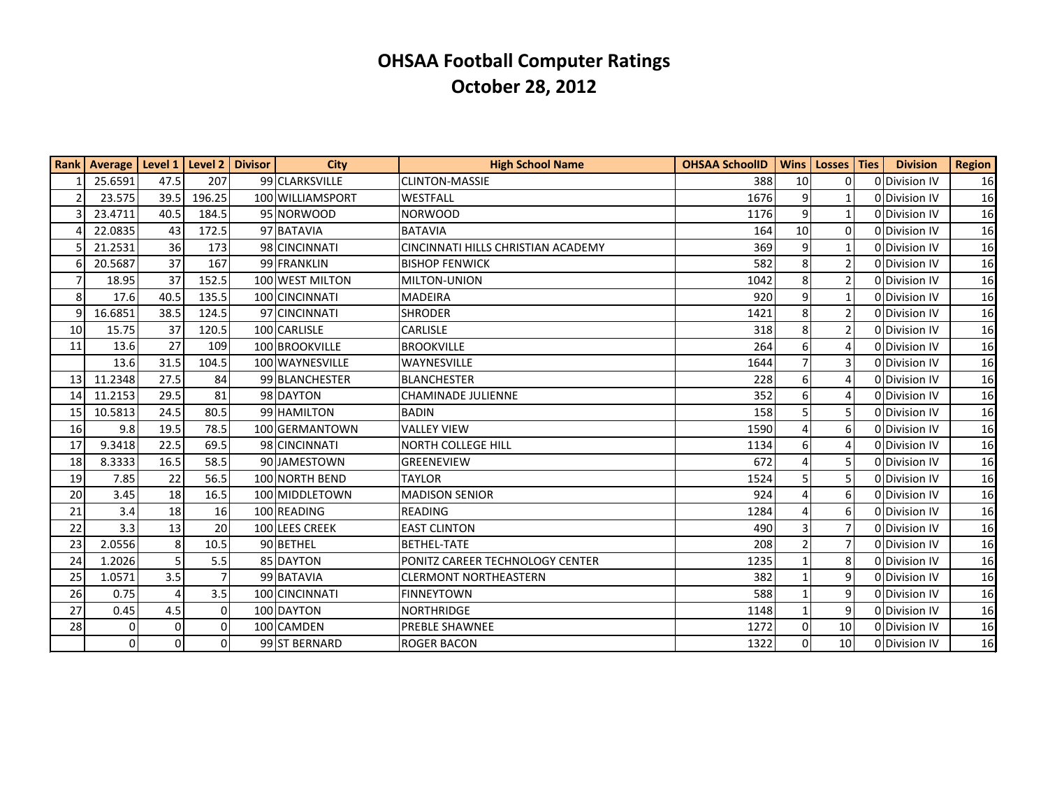# OHSAA Football Computer Ratings

## October 28, 2012

| Rank | Average | Level 1 | Level 2 | Divisor | City | High School Name | OHSAA SchoolID | Wins | Losses | Ties | Division | Region |
|---|---|---|---|---|---|---|---|---|---|---|---|---|
| 1 | 25.6591 | 47.5 | 207 | 99 | CLARKSVILLE | CLINTON-MASSIE | 388 | 10 | 0 | 0 | Division IV | 16 |
| 2 | 23.575 | 39.5 | 196.25 | 100 | WILLIAMSPORT | WESTFALL | 1676 | 9 | 1 | 0 | Division IV | 16 |
| 3 | 23.4711 | 40.5 | 184.5 | 95 | NORWOOD | NORWOOD | 1176 | 9 | 1 | 0 | Division IV | 16 |
| 4 | 22.0835 | 43 | 172.5 | 97 | BATAVIA | BATAVIA | 164 | 10 | 0 | 0 | Division IV | 16 |
| 5 | 21.2531 | 36 | 173 | 98 | CINCINNATI | CINCINNATI HILLS CHRISTIAN ACADEMY | 369 | 9 | 1 | 0 | Division IV | 16 |
| 6 | 20.5687 | 37 | 167 | 99 | FRANKLIN | BISHOP FENWICK | 582 | 8 | 2 | 0 | Division IV | 16 |
| 7 | 18.95 | 37 | 152.5 | 100 | WEST MILTON | MILTON-UNION | 1042 | 8 | 2 | 0 | Division IV | 16 |
| 8 | 17.6 | 40.5 | 135.5 | 100 | CINCINNATI | MADEIRA | 920 | 9 | 1 | 0 | Division IV | 16 |
| 9 | 16.6851 | 38.5 | 124.5 | 97 | CINCINNATI | SHRODER | 1421 | 8 | 2 | 0 | Division IV | 16 |
| 10 | 15.75 | 37 | 120.5 | 100 | CARLISLE | CARLISLE | 318 | 8 | 2 | 0 | Division IV | 16 |
| 11 | 13.6 | 27 | 109 | 100 | BROOKVILLE | BROOKVILLE | 264 | 6 | 4 | 0 | Division IV | 16 |
| | 13.6 | 31.5 | 104.5 | 100 | WAYNESVILLE | WAYNESVILLE | 1644 | 7 | 3 | 0 | Division IV | 16 |
| 13 | 11.2348 | 27.5 | 84 | 99 | BLANCHESTER | BLANCHESTER | 228 | 6 | 4 | 0 | Division IV | 16 |
| 14 | 11.2153 | 29.5 | 81 | 98 | DAYTON | CHAMINADE JULIENNE | 352 | 6 | 4 | 0 | Division IV | 16 |
| 15 | 10.5813 | 24.5 | 80.5 | 99 | HAMILTON | BADIN | 158 | 5 | 5 | 0 | Division IV | 16 |
| 16 | 9.8 | 19.5 | 78.5 | 100 | GERMANTOWN | VALLEY VIEW | 1590 | 4 | 6 | 0 | Division IV | 16 |
| 17 | 9.3418 | 22.5 | 69.5 | 98 | CINCINNATI | NORTH COLLEGE HILL | 1134 | 6 | 4 | 0 | Division IV | 16 |
| 18 | 8.3333 | 16.5 | 58.5 | 90 | JAMESTOWN | GREENEVIEW | 672 | 4 | 5 | 0 | Division IV | 16 |
| 19 | 7.85 | 22 | 56.5 | 100 | NORTH BEND | TAYLOR | 1524 | 5 | 5 | 0 | Division IV | 16 |
| 20 | 3.45 | 18 | 16.5 | 100 | MIDDLETOWN | MADISON SENIOR | 924 | 4 | 6 | 0 | Division IV | 16 |
| 21 | 3.4 | 18 | 16 | 100 | READING | READING | 1284 | 4 | 6 | 0 | Division IV | 16 |
| 22 | 3.3 | 13 | 20 | 100 | LEES CREEK | EAST CLINTON | 490 | 3 | 7 | 0 | Division IV | 16 |
| 23 | 2.0556 | 8 | 10.5 | 90 | BETHEL | BETHEL-TATE | 208 | 2 | 7 | 0 | Division IV | 16 |
| 24 | 1.2026 | 5 | 5.5 | 85 | DAYTON | PONITZ CAREER TECHNOLOGY CENTER | 1235 | 1 | 8 | 0 | Division IV | 16 |
| 25 | 1.0571 | 3.5 | 7 | 99 | BATAVIA | CLERMONT NORTHEASTERN | 382 | 1 | 9 | 0 | Division IV | 16 |
| 26 | 0.75 | 4 | 3.5 | 100 | CINCINNATI | FINNEYTOWN | 588 | 1 | 9 | 0 | Division IV | 16 |
| 27 | 0.45 | 4.5 | 0 | 100 | DAYTON | NORTHRIDGE | 1148 | 1 | 9 | 0 | Division IV | 16 |
| 28 | 0 | 0 | 0 | 100 | CAMDEN | PREBLE SHAWNEE | 1272 | 0 | 10 | 0 | Division IV | 16 |
| | 0 | 0 | 0 | 99 | ST BERNARD | ROGER BACON | 1322 | 0 | 10 | 0 | Division IV | 16 |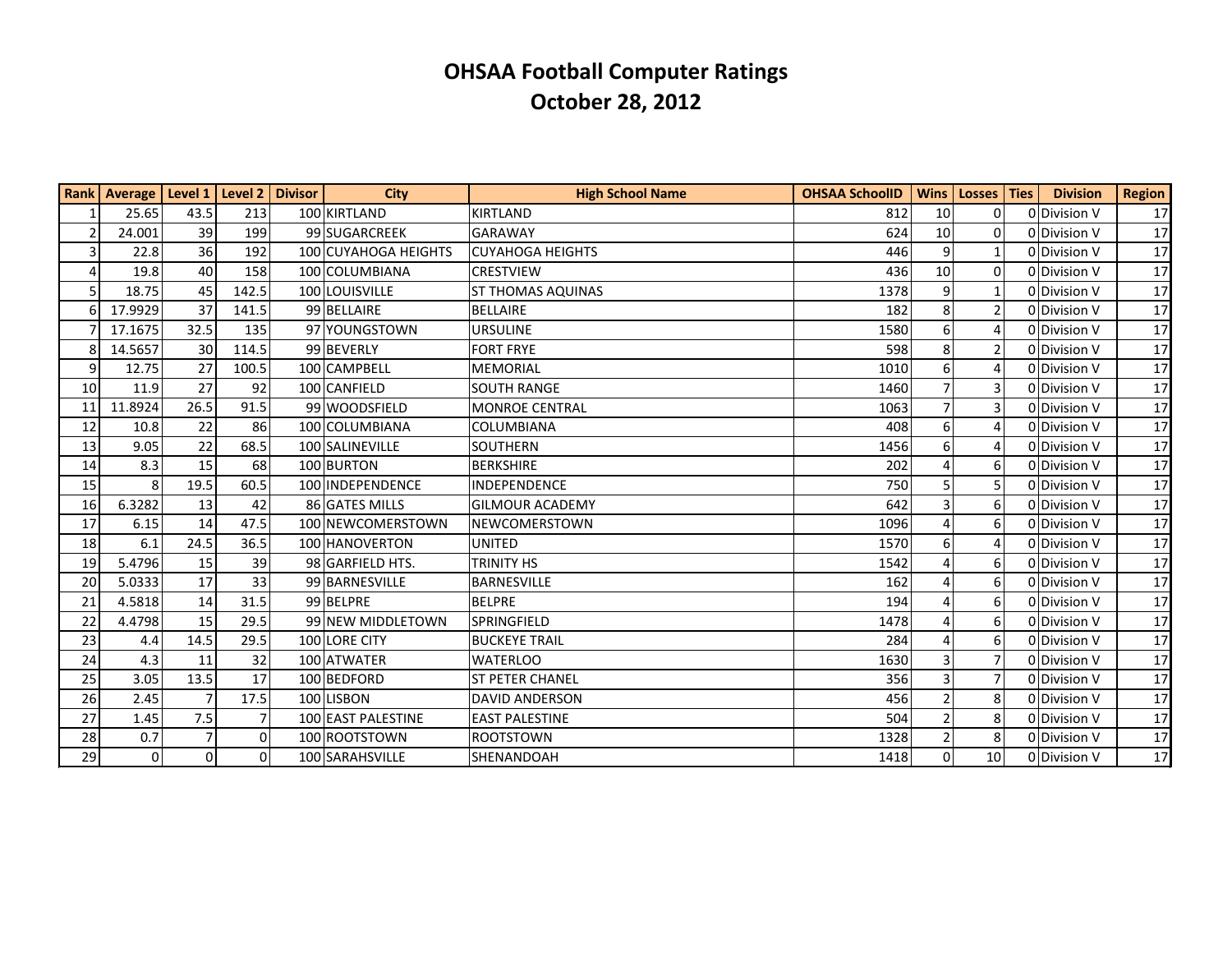# OHSAA Football Computer Ratings
## October 28, 2012

| Rank | Average | Level 1 | Level 2 | Divisor | City | High School Name | OHSAA SchoolID | Wins | Losses | Ties | Division | Region |
|---|---|---|---|---|---|---|---|---|---|---|---|---|
| 1 | 25.65 | 43.5 | 213 | 100 | KIRTLAND | KIRTLAND | 812 | 10 | 0 | 0 | Division V | 17 |
| 2 | 24.001 | 39 | 199 | 99 | SUGARCREEK | GARAWAY | 624 | 10 | 0 | 0 | Division V | 17 |
| 3 | 22.8 | 36 | 192 | 100 | CUYAHOGA HEIGHTS | CUYAHOGA HEIGHTS | 446 | 9 | 1 | 0 | Division V | 17 |
| 4 | 19.8 | 40 | 158 | 100 | COLUMBIANA | CRESTVIEW | 436 | 10 | 0 | 0 | Division V | 17 |
| 5 | 18.75 | 45 | 142.5 | 100 | LOUISVILLE | ST THOMAS AQUINAS | 1378 | 9 | 1 | 0 | Division V | 17 |
| 6 | 17.9929 | 37 | 141.5 | 99 | BELLAIRE | BELLAIRE | 182 | 8 | 2 | 0 | Division V | 17 |
| 7 | 17.1675 | 32.5 | 135 | 97 | YOUNGSTOWN | URSULINE | 1580 | 6 | 4 | 0 | Division V | 17 |
| 8 | 14.5657 | 30 | 114.5 | 99 | BEVERLY | FORT FRYE | 598 | 8 | 2 | 0 | Division V | 17 |
| 9 | 12.75 | 27 | 100.5 | 100 | CAMPBELL | MEMORIAL | 1010 | 6 | 4 | 0 | Division V | 17 |
| 10 | 11.9 | 27 | 92 | 100 | CANFIELD | SOUTH RANGE | 1460 | 7 | 3 | 0 | Division V | 17 |
| 11 | 11.8924 | 26.5 | 91.5 | 99 | WOODSFIELD | MONROE CENTRAL | 1063 | 7 | 3 | 0 | Division V | 17 |
| 12 | 10.8 | 22 | 86 | 100 | COLUMBIANA | COLUMBIANA | 408 | 6 | 4 | 0 | Division V | 17 |
| 13 | 9.05 | 22 | 68.5 | 100 | SALINEVILLE | SOUTHERN | 1456 | 6 | 4 | 0 | Division V | 17 |
| 14 | 8.3 | 15 | 68 | 100 | BURTON | BERKSHIRE | 202 | 4 | 6 | 0 | Division V | 17 |
| 15 | 8 | 19.5 | 60.5 | 100 | INDEPENDENCE | INDEPENDENCE | 750 | 5 | 5 | 0 | Division V | 17 |
| 16 | 6.3282 | 13 | 42 | 86 | GATES MILLS | GILMOUR ACADEMY | 642 | 3 | 6 | 0 | Division V | 17 |
| 17 | 6.15 | 14 | 47.5 | 100 | NEWCOMERSTOWN | NEWCOMERSTOWN | 1096 | 4 | 6 | 0 | Division V | 17 |
| 18 | 6.1 | 24.5 | 36.5 | 100 | HANOVERTON | UNITED | 1570 | 6 | 4 | 0 | Division V | 17 |
| 19 | 5.4796 | 15 | 39 | 98 | GARFIELD HTS. | TRINITY HS | 1542 | 4 | 6 | 0 | Division V | 17 |
| 20 | 5.0333 | 17 | 33 | 99 | BARNESVILLE | BARNESVILLE | 162 | 4 | 6 | 0 | Division V | 17 |
| 21 | 4.5818 | 14 | 31.5 | 99 | BELPRE | BELPRE | 194 | 4 | 6 | 0 | Division V | 17 |
| 22 | 4.4798 | 15 | 29.5 | 99 | NEW MIDDLETOWN | SPRINGFIELD | 1478 | 4 | 6 | 0 | Division V | 17 |
| 23 | 4.4 | 14.5 | 29.5 | 100 | LORE CITY | BUCKEYE TRAIL | 284 | 4 | 6 | 0 | Division V | 17 |
| 24 | 4.3 | 11 | 32 | 100 | ATWATER | WATERLOO | 1630 | 3 | 7 | 0 | Division V | 17 |
| 25 | 3.05 | 13.5 | 17 | 100 | BEDFORD | ST PETER CHANEL | 356 | 3 | 7 | 0 | Division V | 17 |
| 26 | 2.45 | 7 | 17.5 | 100 | LISBON | DAVID ANDERSON | 456 | 2 | 8 | 0 | Division V | 17 |
| 27 | 1.45 | 7.5 | 7 | 100 | EAST PALESTINE | EAST PALESTINE | 504 | 2 | 8 | 0 | Division V | 17 |
| 28 | 0.7 | 7 | 0 | 100 | ROOTSTOWN | ROOTSTOWN | 1328 | 2 | 8 | 0 | Division V | 17 |
| 29 | 0 | 0 | 0 | 100 | SARAHSVILLE | SHENANDOAH | 1418 | 0 | 10 | 0 | Division V | 17 |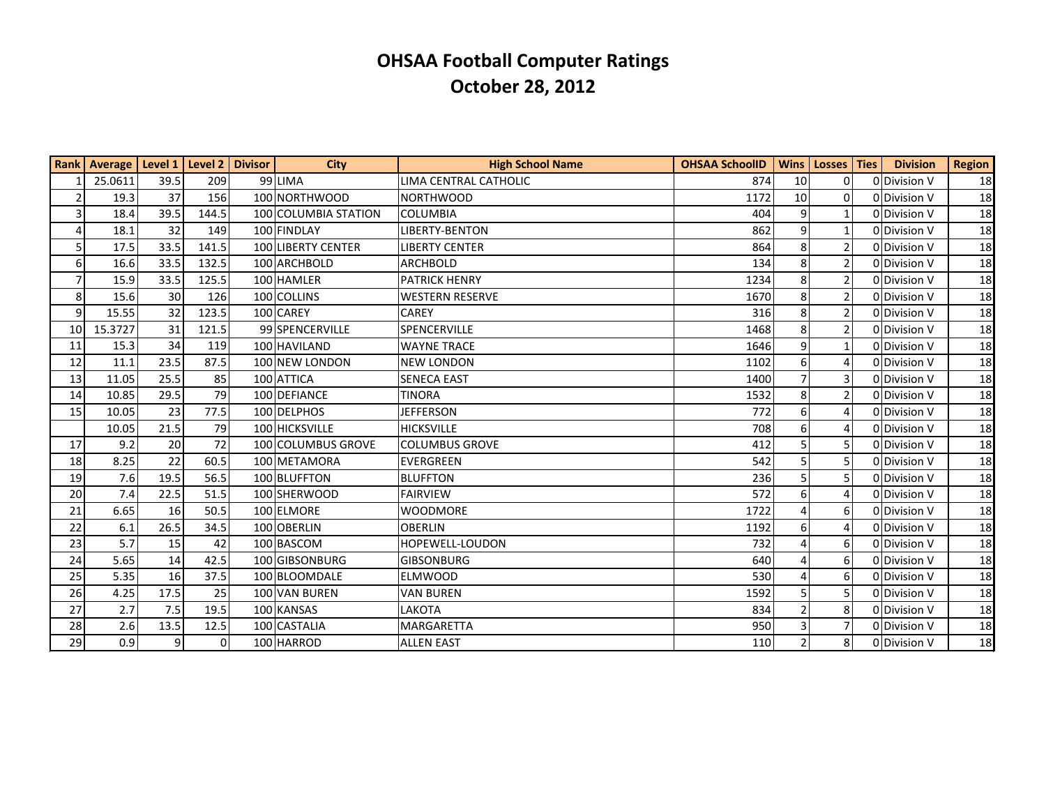# OHSAA Football Computer Ratings
## October 28, 2012

| Rank | Average | Level 1 | Level 2 | Divisor | City | High School Name | OHSAA SchoolID | Wins | Losses | Ties | Division | Region |
|---|---|---|---|---|---|---|---|---|---|---|---|---|
| 1 | 25.0611 | 39.5 | 209 | 99 | LIMA | LIMA CENTRAL CATHOLIC | 874 | 10 | 0 | 0 | Division V | 18 |
| 2 | 19.3 | 37 | 156 | 100 | NORTHWOOD | NORTHWOOD | 1172 | 10 | 0 | 0 | Division V | 18 |
| 3 | 18.4 | 39.5 | 144.5 | 100 | COLUMBIA STATION | COLUMBIA | 404 | 9 | 1 | 0 | Division V | 18 |
| 4 | 18.1 | 32 | 149 | 100 | FINDLAY | LIBERTY-BENTON | 862 | 9 | 1 | 0 | Division V | 18 |
| 5 | 17.5 | 33.5 | 141.5 | 100 | LIBERTY CENTER | LIBERTY CENTER | 864 | 8 | 2 | 0 | Division V | 18 |
| 6 | 16.6 | 33.5 | 132.5 | 100 | ARCHBOLD | ARCHBOLD | 134 | 8 | 2 | 0 | Division V | 18 |
| 7 | 15.9 | 33.5 | 125.5 | 100 | HAMLER | PATRICK HENRY | 1234 | 8 | 2 | 0 | Division V | 18 |
| 8 | 15.6 | 30 | 126 | 100 | COLLINS | WESTERN RESERVE | 1670 | 8 | 2 | 0 | Division V | 18 |
| 9 | 15.55 | 32 | 123.5 | 100 | CAREY | CAREY | 316 | 8 | 2 | 0 | Division V | 18 |
| 10 | 15.3727 | 31 | 121.5 | 99 | SPENCERVILLE | SPENCERVILLE | 1468 | 8 | 2 | 0 | Division V | 18 |
| 11 | 15.3 | 34 | 119 | 100 | HAVILAND | WAYNE TRACE | 1646 | 9 | 1 | 0 | Division V | 18 |
| 12 | 11.1 | 23.5 | 87.5 | 100 | NEW LONDON | NEW LONDON | 1102 | 6 | 4 | 0 | Division V | 18 |
| 13 | 11.05 | 25.5 | 85 | 100 | ATTICA | SENECA EAST | 1400 | 7 | 3 | 0 | Division V | 18 |
| 14 | 10.85 | 29.5 | 79 | 100 | DEFIANCE | TINORA | 1532 | 8 | 2 | 0 | Division V | 18 |
| 15 | 10.05 | 23 | 77.5 | 100 | DELPHOS | JEFFERSON | 772 | 6 | 4 | 0 | Division V | 18 |
| | 10.05 | 21.5 | 79 | 100 | HICKSVILLE | HICKSVILLE | 708 | 6 | 4 | 0 | Division V | 18 |
| 17 | 9.2 | 20 | 72 | 100 | COLUMBUS GROVE | COLUMBUS GROVE | 412 | 5 | 5 | 0 | Division V | 18 |
| 18 | 8.25 | 22 | 60.5 | 100 | METAMORA | EVERGREEN | 542 | 5 | 5 | 0 | Division V | 18 |
| 19 | 7.6 | 19.5 | 56.5 | 100 | BLUFFTON | BLUFFTON | 236 | 5 | 5 | 0 | Division V | 18 |
| 20 | 7.4 | 22.5 | 51.5 | 100 | SHERWOOD | FAIRVIEW | 572 | 6 | 4 | 0 | Division V | 18 |
| 21 | 6.65 | 16 | 50.5 | 100 | ELMORE | WOODMORE | 1722 | 4 | 6 | 0 | Division V | 18 |
| 22 | 6.1 | 26.5 | 34.5 | 100 | OBERLIN | OBERLIN | 1192 | 6 | 4 | 0 | Division V | 18 |
| 23 | 5.7 | 15 | 42 | 100 | BASCOM | HOPEWELL-LOUDON | 732 | 4 | 6 | 0 | Division V | 18 |
| 24 | 5.65 | 14 | 42.5 | 100 | GIBSONBURG | GIBSONBURG | 640 | 4 | 6 | 0 | Division V | 18 |
| 25 | 5.35 | 16 | 37.5 | 100 | BLOOMDALE | ELMWOOD | 530 | 4 | 6 | 0 | Division V | 18 |
| 26 | 4.25 | 17.5 | 25 | 100 | VAN BUREN | VAN BUREN | 1592 | 5 | 5 | 0 | Division V | 18 |
| 27 | 2.7 | 7.5 | 19.5 | 100 | KANSAS | LAKOTA | 834 | 2 | 8 | 0 | Division V | 18 |
| 28 | 2.6 | 13.5 | 12.5 | 100 | CASTALIA | MARGARETTA | 950 | 3 | 7 | 0 | Division V | 18 |
| 29 | 0.9 | 9 | 0 | 100 | HARROD | ALLEN EAST | 110 | 2 | 8 | 0 | Division V | 18 |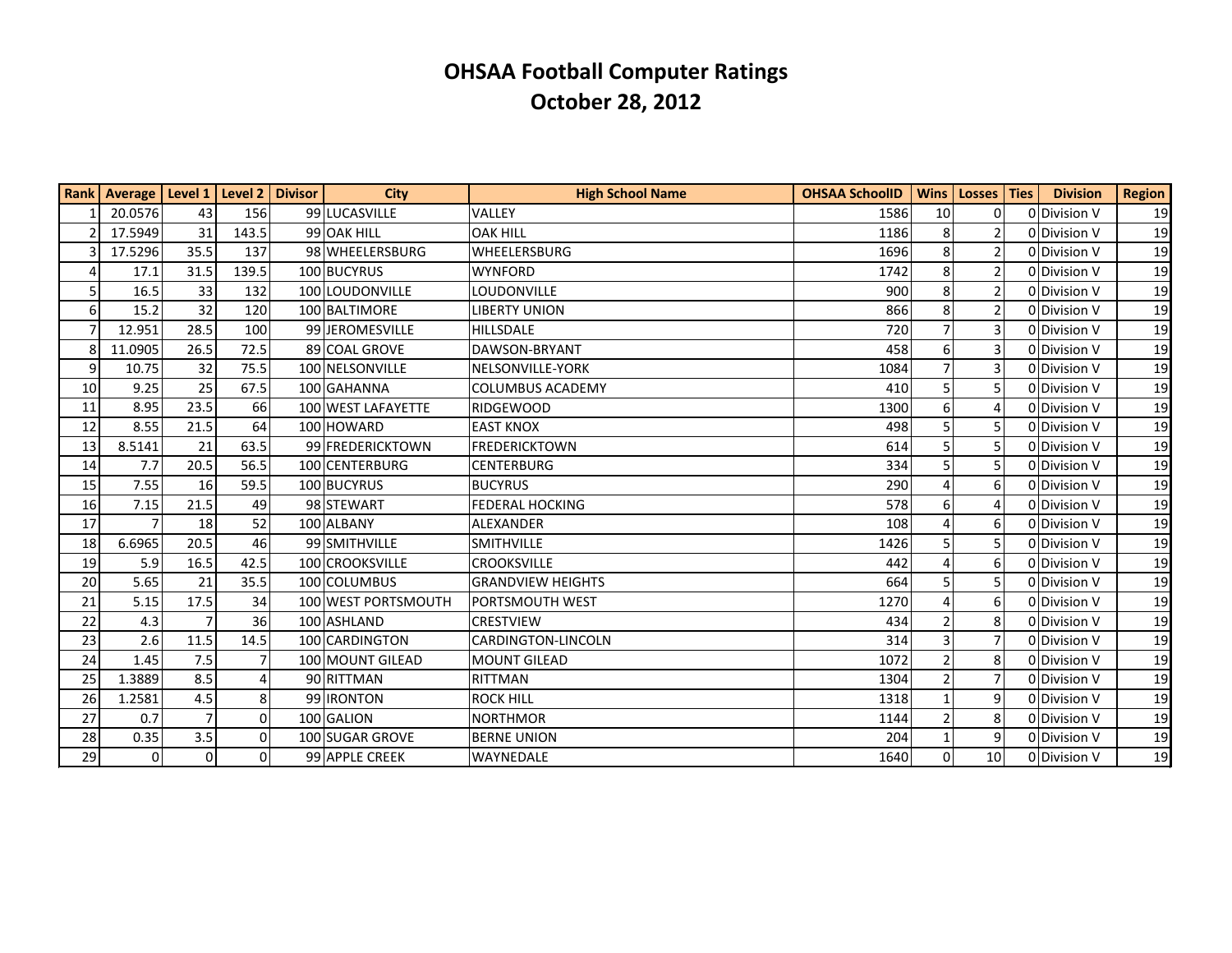# OHSAA Football Computer Ratings
# October 28, 2012

| Rank | Average | Level 1 | Level 2 | Divisor | City | High School Name | OHSAA SchoolID | Wins | Losses | Ties | Division | Region |
|---|---|---|---|---|---|---|---|---|---|---|---|---|
| 1 | 20.0576 | 43 | 156 | 99 | LUCASVILLE | VALLEY | 1586 | 10 | 0 | 0 | Division V | 19 |
| 2 | 17.5949 | 31 | 143.5 | 99 | OAK HILL | OAK HILL | 1186 | 8 | 2 | 0 | Division V | 19 |
| 3 | 17.5296 | 35.5 | 137 | 98 | WHEELERSBURG | WHEELERSBURG | 1696 | 8 | 2 | 0 | Division V | 19 |
| 4 | 17.1 | 31.5 | 139.5 | 100 | BUCYRUS | WYNFORD | 1742 | 8 | 2 | 0 | Division V | 19 |
| 5 | 16.5 | 33 | 132 | 100 | LOUDONVILLE | LOUDONVILLE | 900 | 8 | 2 | 0 | Division V | 19 |
| 6 | 15.2 | 32 | 120 | 100 | BALTIMORE | LIBERTY UNION | 866 | 8 | 2 | 0 | Division V | 19 |
| 7 | 12.951 | 28.5 | 100 | 99 | JEROMESVILLE | HILLSDALE | 720 | 7 | 3 | 0 | Division V | 19 |
| 8 | 11.0905 | 26.5 | 72.5 | 89 | COAL GROVE | DAWSON-BRYANT | 458 | 6 | 3 | 0 | Division V | 19 |
| 9 | 10.75 | 32 | 75.5 | 100 | NELSONVILLE | NELSONVILLE-YORK | 1084 | 7 | 3 | 0 | Division V | 19 |
| 10 | 9.25 | 25 | 67.5 | 100 | GAHANNA | COLUMBUS ACADEMY | 410 | 5 | 5 | 0 | Division V | 19 |
| 11 | 8.95 | 23.5 | 66 | 100 | WEST LAFAYETTE | RIDGEWOOD | 1300 | 6 | 4 | 0 | Division V | 19 |
| 12 | 8.55 | 21.5 | 64 | 100 | HOWARD | EAST KNOX | 498 | 5 | 5 | 0 | Division V | 19 |
| 13 | 8.5141 | 21 | 63.5 | 99 | FREDERICKTOWN | FREDERICKTOWN | 614 | 5 | 5 | 0 | Division V | 19 |
| 14 | 7.7 | 20.5 | 56.5 | 100 | CENTERBURG | CENTERBURG | 334 | 5 | 5 | 0 | Division V | 19 |
| 15 | 7.55 | 16 | 59.5 | 100 | BUCYRUS | BUCYRUS | 290 | 4 | 6 | 0 | Division V | 19 |
| 16 | 7.15 | 21.5 | 49 | 98 | STEWART | FEDERAL HOCKING | 578 | 6 | 4 | 0 | Division V | 19 |
| 17 | 7 | 18 | 52 | 100 | ALBANY | ALEXANDER | 108 | 4 | 6 | 0 | Division V | 19 |
| 18 | 6.6965 | 20.5 | 46 | 99 | SMITHVILLE | SMITHVILLE | 1426 | 5 | 5 | 0 | Division V | 19 |
| 19 | 5.9 | 16.5 | 42.5 | 100 | CROOKSVILLE | CROOKSVILLE | 442 | 4 | 6 | 0 | Division V | 19 |
| 20 | 5.65 | 21 | 35.5 | 100 | COLUMBUS | GRANDVIEW HEIGHTS | 664 | 5 | 5 | 0 | Division V | 19 |
| 21 | 5.15 | 17.5 | 34 | 100 | WEST PORTSMOUTH | PORTSMOUTH WEST | 1270 | 4 | 6 | 0 | Division V | 19 |
| 22 | 4.3 | 7 | 36 | 100 | ASHLAND | CRESTVIEW | 434 | 2 | 8 | 0 | Division V | 19 |
| 23 | 2.6 | 11.5 | 14.5 | 100 | CARDINGTON | CARDINGTON-LINCOLN | 314 | 3 | 7 | 0 | Division V | 19 |
| 24 | 1.45 | 7.5 | 7 | 100 | MOUNT GILEAD | MOUNT GILEAD | 1072 | 2 | 8 | 0 | Division V | 19 |
| 25 | 1.3889 | 8.5 | 4 | 90 | RITTMAN | RITTMAN | 1304 | 2 | 7 | 0 | Division V | 19 |
| 26 | 1.2581 | 4.5 | 8 | 99 | IRONTON | ROCK HILL | 1318 | 1 | 9 | 0 | Division V | 19 |
| 27 | 0.7 | 7 | 0 | 100 | GALION | NORTHMOR | 1144 | 2 | 8 | 0 | Division V | 19 |
| 28 | 0.35 | 3.5 | 0 | 100 | SUGAR GROVE | BERNE UNION | 204 | 1 | 9 | 0 | Division V | 19 |
| 29 | 0 | 0 | 0 | 99 | APPLE CREEK | WAYNEDALE | 1640 | 0 | 10 | 0 | Division V | 19 |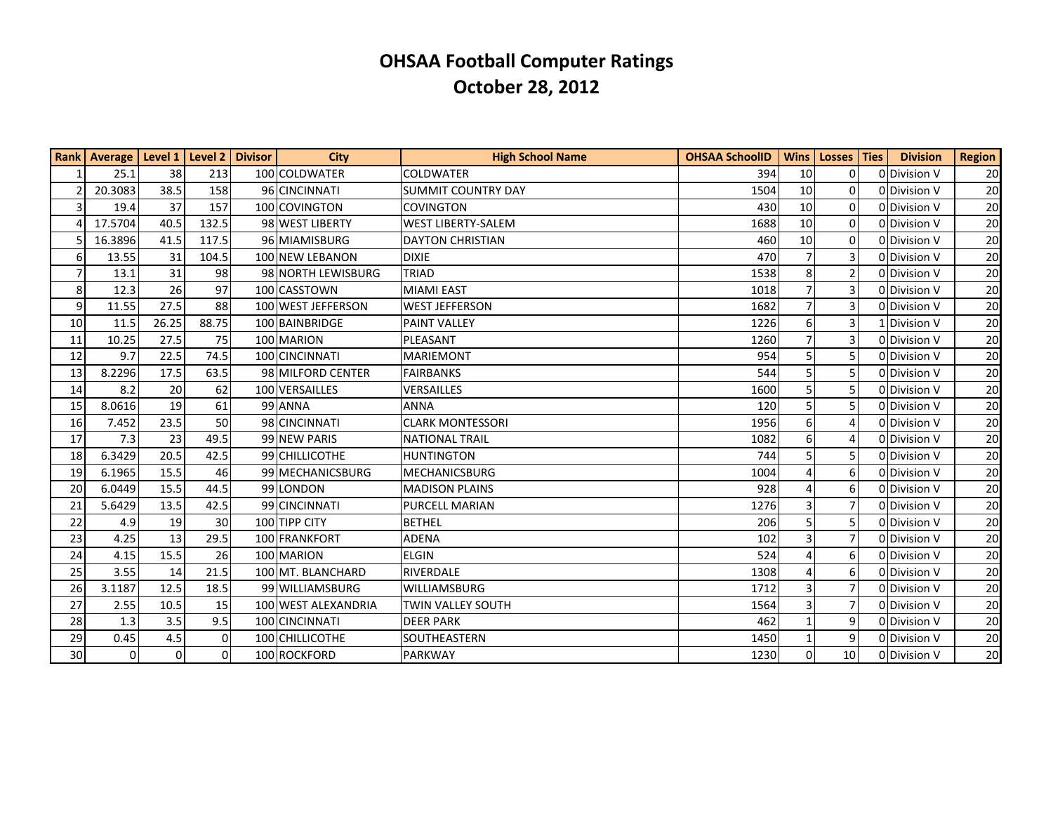# OHSAA Football Computer Ratings

## October 28, 2012

| Rank | Average | Level 1 | Level 2 | Divisor | City | High School Name | OHSAA SchoolID | Wins | Losses | Ties | Division | Region |
|---|---|---|---|---|---|---|---|---|---|---|---|---|
| 1 | 25.1 | 38 | 213 | 100 | COLDWATER | COLDWATER | 394 | 10 | 0 | 0 | Division V | 20 |
| 2 | 20.3083 | 38.5 | 158 | 96 | CINCINNATI | SUMMIT COUNTRY DAY | 1504 | 10 | 0 | 0 | Division V | 20 |
| 3 | 19.4 | 37 | 157 | 100 | COVINGTON | COVINGTON | 430 | 10 | 0 | 0 | Division V | 20 |
| 4 | 17.5704 | 40.5 | 132.5 | 98 | WEST LIBERTY | WEST LIBERTY-SALEM | 1688 | 10 | 0 | 0 | Division V | 20 |
| 5 | 16.3896 | 41.5 | 117.5 | 96 | MIAMISBURG | DAYTON CHRISTIAN | 460 | 10 | 0 | 0 | Division V | 20 |
| 6 | 13.55 | 31 | 104.5 | 100 | NEW LEBANON | DIXIE | 470 | 7 | 3 | 0 | Division V | 20 |
| 7 | 13.1 | 31 | 98 | 98 | NORTH LEWISBURG | TRIAD | 1538 | 8 | 2 | 0 | Division V | 20 |
| 8 | 12.3 | 26 | 97 | 100 | CASSTOWN | MIAMI EAST | 1018 | 7 | 3 | 0 | Division V | 20 |
| 9 | 11.55 | 27.5 | 88 | 100 | WEST JEFFERSON | WEST JEFFERSON | 1682 | 7 | 3 | 0 | Division V | 20 |
| 10 | 11.5 | 26.25 | 88.75 | 100 | BAINBRIDGE | PAINT VALLEY | 1226 | 6 | 3 | 1 | Division V | 20 |
| 11 | 10.25 | 27.5 | 75 | 100 | MARION | PLEASANT | 1260 | 7 | 3 | 0 | Division V | 20 |
| 12 | 9.7 | 22.5 | 74.5 | 100 | CINCINNATI | MARIEMONT | 954 | 5 | 5 | 0 | Division V | 20 |
| 13 | 8.2296 | 17.5 | 63.5 | 98 | MILFORD CENTER | FAIRBANKS | 544 | 5 | 5 | 0 | Division V | 20 |
| 14 | 8.2 | 20 | 62 | 100 | VERSAILLES | VERSAILLES | 1600 | 5 | 5 | 0 | Division V | 20 |
| 15 | 8.0616 | 19 | 61 | 99 | ANNA | ANNA | 120 | 5 | 5 | 0 | Division V | 20 |
| 16 | 7.452 | 23.5 | 50 | 98 | CINCINNATI | CLARK MONTESSORI | 1956 | 6 | 4 | 0 | Division V | 20 |
| 17 | 7.3 | 23 | 49.5 | 99 | NEW PARIS | NATIONAL TRAIL | 1082 | 6 | 4 | 0 | Division V | 20 |
| 18 | 6.3429 | 20.5 | 42.5 | 99 | CHILLICOTHE | HUNTINGTON | 744 | 5 | 5 | 0 | Division V | 20 |
| 19 | 6.1965 | 15.5 | 46 | 99 | MECHANICSBURG | MECHANICSBURG | 1004 | 4 | 6 | 0 | Division V | 20 |
| 20 | 6.0449 | 15.5 | 44.5 | 99 | LONDON | MADISON PLAINS | 928 | 4 | 6 | 0 | Division V | 20 |
| 21 | 5.6429 | 13.5 | 42.5 | 99 | CINCINNATI | PURCELL MARIAN | 1276 | 3 | 7 | 0 | Division V | 20 |
| 22 | 4.9 | 19 | 30 | 100 | TIPP CITY | BETHEL | 206 | 5 | 5 | 0 | Division V | 20 |
| 23 | 4.25 | 13 | 29.5 | 100 | FRANKFORT | ADENA | 102 | 3 | 7 | 0 | Division V | 20 |
| 24 | 4.15 | 15.5 | 26 | 100 | MARION | ELGIN | 524 | 4 | 6 | 0 | Division V | 20 |
| 25 | 3.55 | 14 | 21.5 | 100 | MT. BLANCHARD | RIVERDALE | 1308 | 4 | 6 | 0 | Division V | 20 |
| 26 | 3.1187 | 12.5 | 18.5 | 99 | WILLIAMSBURG | WILLIAMSBURG | 1712 | 3 | 7 | 0 | Division V | 20 |
| 27 | 2.55 | 10.5 | 15 | 100 | WEST ALEXANDRIA | TWIN VALLEY SOUTH | 1564 | 3 | 7 | 0 | Division V | 20 |
| 28 | 1.3 | 3.5 | 9.5 | 100 | CINCINNATI | DEER PARK | 462 | 1 | 9 | 0 | Division V | 20 |
| 29 | 0.45 | 4.5 | 0 | 100 | CHILLICOTHE | SOUTHEASTERN | 1450 | 1 | 9 | 0 | Division V | 20 |
| 30 | 0 | 0 | 0 | 100 | ROCKFORD | PARKWAY | 1230 | 0 | 10 | 0 | Division V | 20 |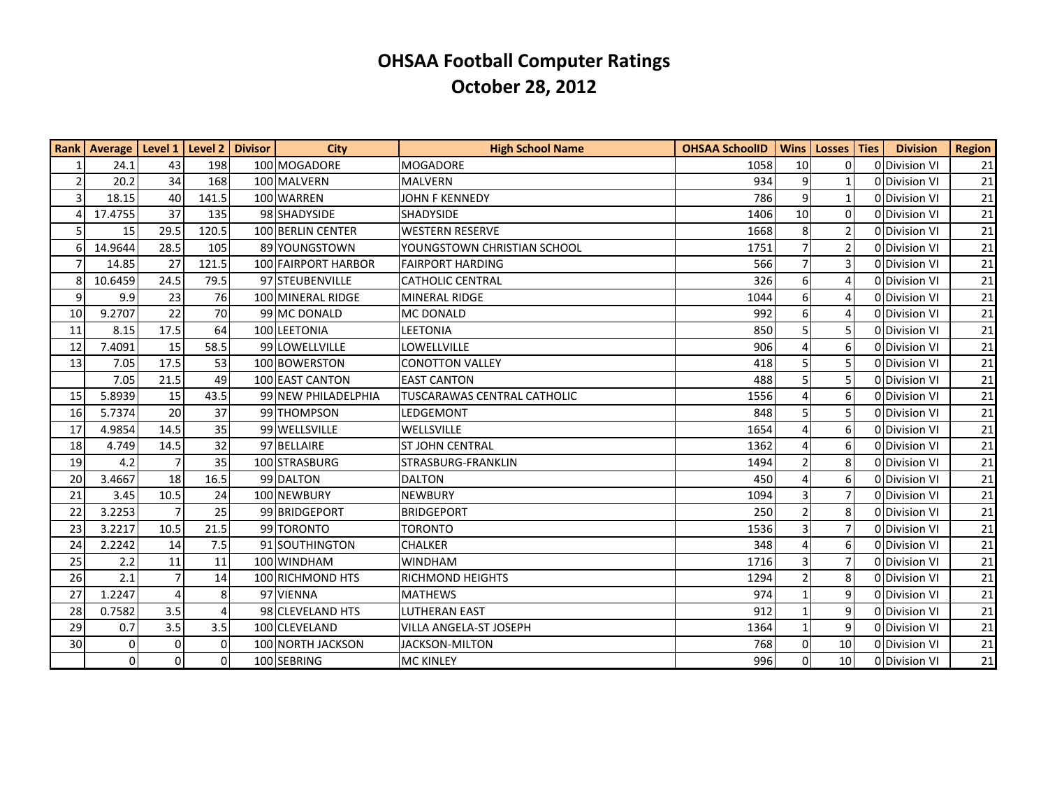# OHSAA Football Computer Ratings
## October 28, 2012

| Rank | Average | Level 1 | Level 2 | Divisor | City | High School Name | OHSAA SchoolID | Wins | Losses | Ties | Division | Region |
|---|---|---|---|---|---|---|---|---|---|---|---|---|
| 1 | 24.1 | 43 | 198 | 100 | MOGADORE | MOGADORE | 1058 | 10 | 0 | 0 | Division VI | 21 |
| 2 | 20.2 | 34 | 168 | 100 | MALVERN | MALVERN | 934 | 9 | 1 | 0 | Division VI | 21 |
| 3 | 18.15 | 40 | 141.5 | 100 | WARREN | JOHN F KENNEDY | 786 | 9 | 1 | 0 | Division VI | 21 |
| 4 | 17.4755 | 37 | 135 | 98 | SHADYSIDE | SHADYSIDE | 1406 | 10 | 0 | 0 | Division VI | 21 |
| 5 | 15 | 29.5 | 120.5 | 100 | BERLIN CENTER | WESTERN RESERVE | 1668 | 8 | 2 | 0 | Division VI | 21 |
| 6 | 14.9644 | 28.5 | 105 | 89 | YOUNGSTOWN | YOUNGSTOWN CHRISTIAN SCHOOL | 1751 | 7 | 2 | 0 | Division VI | 21 |
| 7 | 14.85 | 27 | 121.5 | 100 | FAIRPORT HARBOR | FAIRPORT HARDING | 566 | 7 | 3 | 0 | Division VI | 21 |
| 8 | 10.6459 | 24.5 | 79.5 | 97 | STEUBENVILLE | CATHOLIC CENTRAL | 326 | 6 | 4 | 0 | Division VI | 21 |
| 9 | 9.9 | 23 | 76 | 100 | MINERAL RIDGE | MINERAL RIDGE | 1044 | 6 | 4 | 0 | Division VI | 21 |
| 10 | 9.2707 | 22 | 70 | 99 | MC DONALD | MC DONALD | 992 | 6 | 4 | 0 | Division VI | 21 |
| 11 | 8.15 | 17.5 | 64 | 100 | LEETONIA | LEETONIA | 850 | 5 | 5 | 0 | Division VI | 21 |
| 12 | 7.4091 | 15 | 58.5 | 99 | LOWELLVILLE | LOWELLVILLE | 906 | 4 | 6 | 0 | Division VI | 21 |
| 13 | 7.05 | 17.5 | 53 | 100 | BOWERSTON | CONOTTON VALLEY | 418 | 5 | 5 | 0 | Division VI | 21 |
| | 7.05 | 21.5 | 49 | 100 | EAST CANTON | EAST CANTON | 488 | 5 | 5 | 0 | Division VI | 21 |
| 15 | 5.8939 | 15 | 43.5 | 99 | NEW PHILADELPHIA | TUSCARAWAS CENTRAL CATHOLIC | 1556 | 4 | 6 | 0 | Division VI | 21 |
| 16 | 5.7374 | 20 | 37 | 99 | THOMPSON | LEDGEMONT | 848 | 5 | 5 | 0 | Division VI | 21 |
| 17 | 4.9854 | 14.5 | 35 | 99 | WELLSVILLE | WELLSVILLE | 1654 | 4 | 6 | 0 | Division VI | 21 |
| 18 | 4.749 | 14.5 | 32 | 97 | BELLAIRE | ST JOHN CENTRAL | 1362 | 4 | 6 | 0 | Division VI | 21 |
| 19 | 4.2 | 7 | 35 | 100 | STRASBURG | STRASBURG-FRANKLIN | 1494 | 2 | 8 | 0 | Division VI | 21 |
| 20 | 3.4667 | 18 | 16.5 | 99 | DALTON | DALTON | 450 | 4 | 6 | 0 | Division VI | 21 |
| 21 | 3.45 | 10.5 | 24 | 100 | NEWBURY | NEWBURY | 1094 | 3 | 7 | 0 | Division VI | 21 |
| 22 | 3.2253 | 7 | 25 | 99 | BRIDGEPORT | BRIDGEPORT | 250 | 2 | 8 | 0 | Division VI | 21 |
| 23 | 3.2217 | 10.5 | 21.5 | 99 | TORONTO | TORONTO | 1536 | 3 | 7 | 0 | Division VI | 21 |
| 24 | 2.2242 | 14 | 7.5 | 91 | SOUTHINGTON | CHALKER | 348 | 4 | 6 | 0 | Division VI | 21 |
| 25 | 2.2 | 11 | 11 | 100 | WINDHAM | WINDHAM | 1716 | 3 | 7 | 0 | Division VI | 21 |
| 26 | 2.1 | 7 | 14 | 100 | RICHMOND HTS | RICHMOND HEIGHTS | 1294 | 2 | 8 | 0 | Division VI | 21 |
| 27 | 1.2247 | 4 | 8 | 97 | VIENNA | MATHEWS | 974 | 1 | 9 | 0 | Division VI | 21 |
| 28 | 0.7582 | 3.5 | 4 | 98 | CLEVELAND HTS | LUTHERAN EAST | 912 | 1 | 9 | 0 | Division VI | 21 |
| 29 | 0.7 | 3.5 | 3.5 | 100 | CLEVELAND | VILLA ANGELA-ST JOSEPH | 1364 | 1 | 9 | 0 | Division VI | 21 |
| 30 | 0 | 0 | 0 | 100 | NORTH JACKSON | JACKSON-MILTON | 768 | 0 | 10 | 0 | Division VI | 21 |
| | 0 | 0 | 0 | 100 | SEBRING | MC KINLEY | 996 | 0 | 10 | 0 | Division VI | 21 |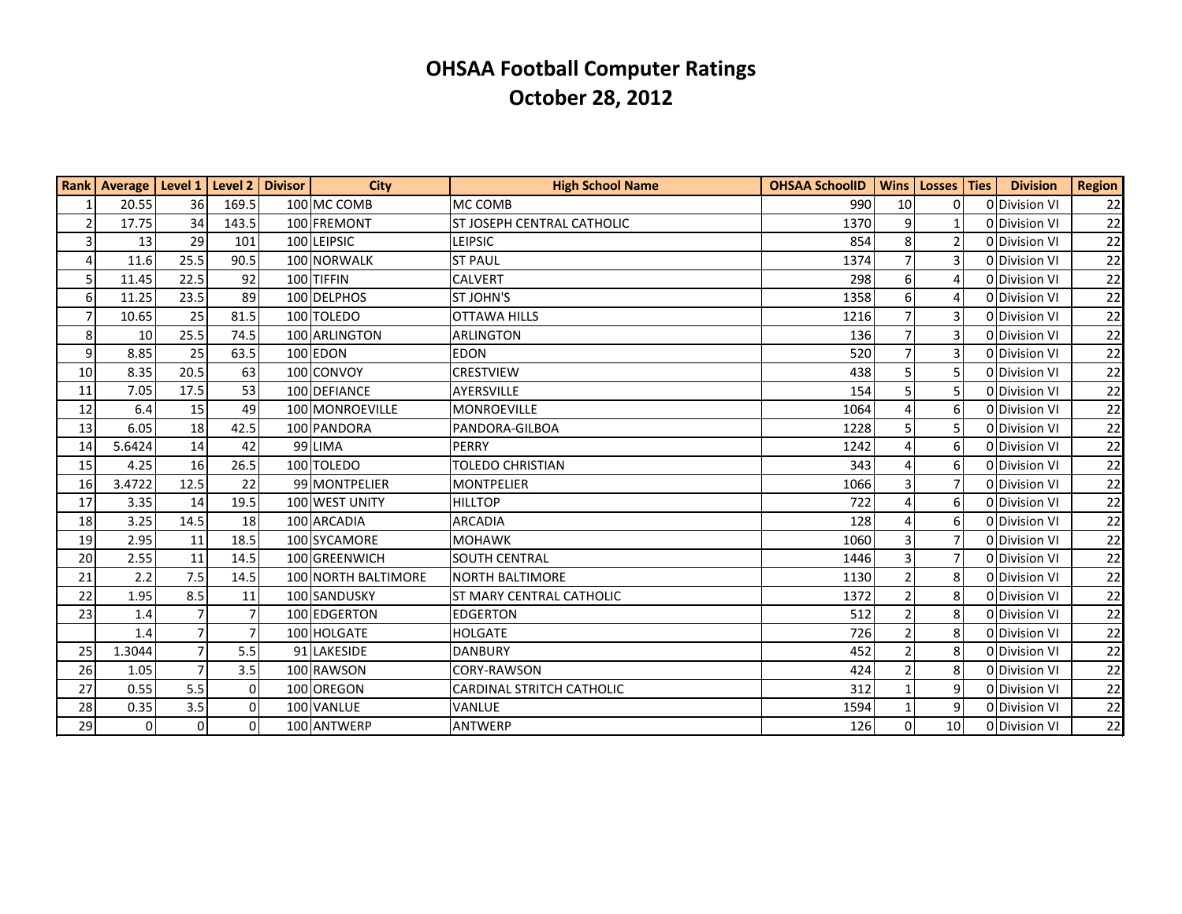# OHSAA Football Computer Ratings
## October 28, 2012

| Rank | Average | Level 1 | Level 2 | Divisor | City | High School Name | OHSAA SchoolID | Wins | Losses | Ties | Division | Region |
|---|---|---|---|---|---|---|---|---|---|---|---|---|
| 1 | 20.55 | 36 | 169.5 | 100 | MC COMB | MC COMB | 990 | 10 | 0 | 0 | Division VI | 22 |
| 2 | 17.75 | 34 | 143.5 | 100 | FREMONT | ST JOSEPH CENTRAL CATHOLIC | 1370 | 9 | 1 | 0 | Division VI | 22 |
| 3 | 13 | 29 | 101 | 100 | LEIPSIC | LEIPSIC | 854 | 8 | 2 | 0 | Division VI | 22 |
| 4 | 11.6 | 25.5 | 90.5 | 100 | NORWALK | ST PAUL | 1374 | 7 | 3 | 0 | Division VI | 22 |
| 5 | 11.45 | 22.5 | 92 | 100 | TIFFIN | CALVERT | 298 | 6 | 4 | 0 | Division VI | 22 |
| 6 | 11.25 | 23.5 | 89 | 100 | DELPHOS | ST JOHN'S | 1358 | 6 | 4 | 0 | Division VI | 22 |
| 7 | 10.65 | 25 | 81.5 | 100 | TOLEDO | OTTAWA HILLS | 1216 | 7 | 3 | 0 | Division VI | 22 |
| 8 | 10 | 25.5 | 74.5 | 100 | ARLINGTON | ARLINGTON | 136 | 7 | 3 | 0 | Division VI | 22 |
| 9 | 8.85 | 25 | 63.5 | 100 | EDON | EDON | 520 | 7 | 3 | 0 | Division VI | 22 |
| 10 | 8.35 | 20.5 | 63 | 100 | CONVOY | CRESTVIEW | 438 | 5 | 5 | 0 | Division VI | 22 |
| 11 | 7.05 | 17.5 | 53 | 100 | DEFIANCE | AYERSVILLE | 154 | 5 | 5 | 0 | Division VI | 22 |
| 12 | 6.4 | 15 | 49 | 100 | MONROEVILLE | MONROEVILLE | 1064 | 4 | 6 | 0 | Division VI | 22 |
| 13 | 6.05 | 18 | 42.5 | 100 | PANDORA | PANDORA-GILBOA | 1228 | 5 | 5 | 0 | Division VI | 22 |
| 14 | 5.6424 | 14 | 42 | 99 | LIMA | PERRY | 1242 | 4 | 6 | 0 | Division VI | 22 |
| 15 | 4.25 | 16 | 26.5 | 100 | TOLEDO | TOLEDO CHRISTIAN | 343 | 4 | 6 | 0 | Division VI | 22 |
| 16 | 3.4722 | 12.5 | 22 | 99 | MONTPELIER | MONTPELIER | 1066 | 3 | 7 | 0 | Division VI | 22 |
| 17 | 3.35 | 14 | 19.5 | 100 | WEST UNITY | HILLTOP | 722 | 4 | 6 | 0 | Division VI | 22 |
| 18 | 3.25 | 14.5 | 18 | 100 | ARCADIA | ARCADIA | 128 | 4 | 6 | 0 | Division VI | 22 |
| 19 | 2.95 | 11 | 18.5 | 100 | SYCAMORE | MOHAWK | 1060 | 3 | 7 | 0 | Division VI | 22 |
| 20 | 2.55 | 11 | 14.5 | 100 | GREENWICH | SOUTH CENTRAL | 1446 | 3 | 7 | 0 | Division VI | 22 |
| 21 | 2.2 | 7.5 | 14.5 | 100 | NORTH BALTIMORE | NORTH BALTIMORE | 1130 | 2 | 8 | 0 | Division VI | 22 |
| 22 | 1.95 | 8.5 | 11 | 100 | SANDUSKY | ST MARY CENTRAL CATHOLIC | 1372 | 2 | 8 | 0 | Division VI | 22 |
| 23 | 1.4 | 7 | 7 | 100 | EDGERTON | EDGERTON | 512 | 2 | 8 | 0 | Division VI | 22 |
| | 1.4 | 7 | 7 | 100 | HOLGATE | HOLGATE | 726 | 2 | 8 | 0 | Division VI | 22 |
| 25 | 1.3044 | 7 | 5.5 | 91 | LAKESIDE | DANBURY | 452 | 2 | 8 | 0 | Division VI | 22 |
| 26 | 1.05 | 7 | 3.5 | 100 | RAWSON | CORY-RAWSON | 424 | 2 | 8 | 0 | Division VI | 22 |
| 27 | 0.55 | 5.5 | 0 | 100 | OREGON | CARDINAL STRITCH CATHOLIC | 312 | 1 | 9 | 0 | Division VI | 22 |
| 28 | 0.35 | 3.5 | 0 | 100 | VANLUE | VANLUE | 1594 | 1 | 9 | 0 | Division VI | 22 |
| 29 | 0 | 0 | 0 | 100 | ANTWERP | ANTWERP | 126 | 0 | 10 | 0 | Division VI | 22 |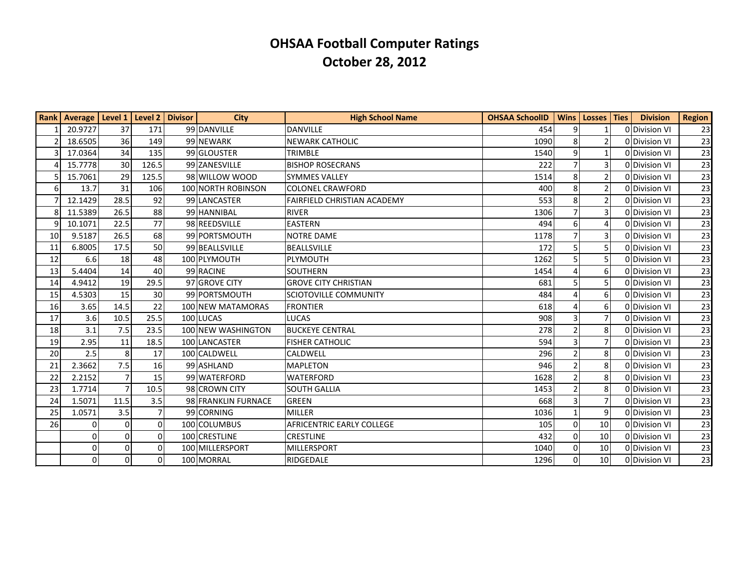# OHSAA Football Computer Ratings
## October 28, 2012

| Rank | Average | Level 1 | Level 2 | Divisor | City | High School Name | OHSAA SchoolID | Wins | Losses | Ties | Division | Region |
|---|---|---|---|---|---|---|---|---|---|---|---|---|
| 1 | 20.9727 | 37 | 171 | 99 | DANVILLE | DANVILLE | 454 | 9 | 1 | 0 | Division VI | 23 |
| 2 | 18.6505 | 36 | 149 | 99 | NEWARK | NEWARK CATHOLIC | 1090 | 8 | 2 | 0 | Division VI | 23 |
| 3 | 17.0364 | 34 | 135 | 99 | GLOUSTER | TRIMBLE | 1540 | 9 | 1 | 0 | Division VI | 23 |
| 4 | 15.7778 | 30 | 126.5 | 99 | ZANESVILLE | BISHOP ROSECRANS | 222 | 7 | 3 | 0 | Division VI | 23 |
| 5 | 15.7061 | 29 | 125.5 | 98 | WILLOW WOOD | SYMMES VALLEY | 1514 | 8 | 2 | 0 | Division VI | 23 |
| 6 | 13.7 | 31 | 106 | 100 | NORTH ROBINSON | COLONEL CRAWFORD | 400 | 8 | 2 | 0 | Division VI | 23 |
| 7 | 12.1429 | 28.5 | 92 | 99 | LANCASTER | FAIRFIELD CHRISTIAN ACADEMY | 553 | 8 | 2 | 0 | Division VI | 23 |
| 8 | 11.5389 | 26.5 | 88 | 99 | HANNIBAL | RIVER | 1306 | 7 | 3 | 0 | Division VI | 23 |
| 9 | 10.1071 | 22.5 | 77 | 98 | REEDSVILLE | EASTERN | 494 | 6 | 4 | 0 | Division VI | 23 |
| 10 | 9.5187 | 26.5 | 68 | 99 | PORTSMOUTH | NOTRE DAME | 1178 | 7 | 3 | 0 | Division VI | 23 |
| 11 | 6.8005 | 17.5 | 50 | 99 | BEALLSVILLE | BEALLSVILLE | 172 | 5 | 5 | 0 | Division VI | 23 |
| 12 | 6.6 | 18 | 48 | 100 | PLYMOUTH | PLYMOUTH | 1262 | 5 | 5 | 0 | Division VI | 23 |
| 13 | 5.4404 | 14 | 40 | 99 | RACINE | SOUTHERN | 1454 | 4 | 6 | 0 | Division VI | 23 |
| 14 | 4.9412 | 19 | 29.5 | 97 | GROVE CITY | GROVE CITY CHRISTIAN | 681 | 5 | 5 | 0 | Division VI | 23 |
| 15 | 4.5303 | 15 | 30 | 99 | PORTSMOUTH | SCIOTOVILLE COMMUNITY | 484 | 4 | 6 | 0 | Division VI | 23 |
| 16 | 3.65 | 14.5 | 22 | 100 | NEW MATAMORAS | FRONTIER | 618 | 4 | 6 | 0 | Division VI | 23 |
| 17 | 3.6 | 10.5 | 25.5 | 100 | LUCAS | LUCAS | 908 | 3 | 7 | 0 | Division VI | 23 |
| 18 | 3.1 | 7.5 | 23.5 | 100 | NEW WASHINGTON | BUCKEYE CENTRAL | 278 | 2 | 8 | 0 | Division VI | 23 |
| 19 | 2.95 | 11 | 18.5 | 100 | LANCASTER | FISHER CATHOLIC | 594 | 3 | 7 | 0 | Division VI | 23 |
| 20 | 2.5 | 8 | 17 | 100 | CALDWELL | CALDWELL | 296 | 2 | 8 | 0 | Division VI | 23 |
| 21 | 2.3662 | 7.5 | 16 | 99 | ASHLAND | MAPLETON | 946 | 2 | 8 | 0 | Division VI | 23 |
| 22 | 2.2152 | 7 | 15 | 99 | WATERFORD | WATERFORD | 1628 | 2 | 8 | 0 | Division VI | 23 |
| 23 | 1.7714 | 7 | 10.5 | 98 | CROWN CITY | SOUTH GALLIA | 1453 | 2 | 8 | 0 | Division VI | 23 |
| 24 | 1.5071 | 11.5 | 3.5 | 98 | FRANKLIN FURNACE | GREEN | 668 | 3 | 7 | 0 | Division VI | 23 |
| 25 | 1.0571 | 3.5 | 7 | 99 | CORNING | MILLER | 1036 | 1 | 9 | 0 | Division VI | 23 |
| 26 | 0 | 0 | 0 | 100 | COLUMBUS | AFRICENTRIC EARLY COLLEGE | 105 | 0 | 10 | 0 | Division VI | 23 |
| | 0 | 0 | 0 | 100 | CRESTLINE | CRESTLINE | 432 | 0 | 10 | 0 | Division VI | 23 |
| | 0 | 0 | 0 | 100 | MILLERSPORT | MILLERSPORT | 1040 | 0 | 10 | 0 | Division VI | 23 |
| | 0 | 0 | 0 | 100 | MORRAL | RIDGEDALE | 1296 | 0 | 10 | 0 | Division VI | 23 |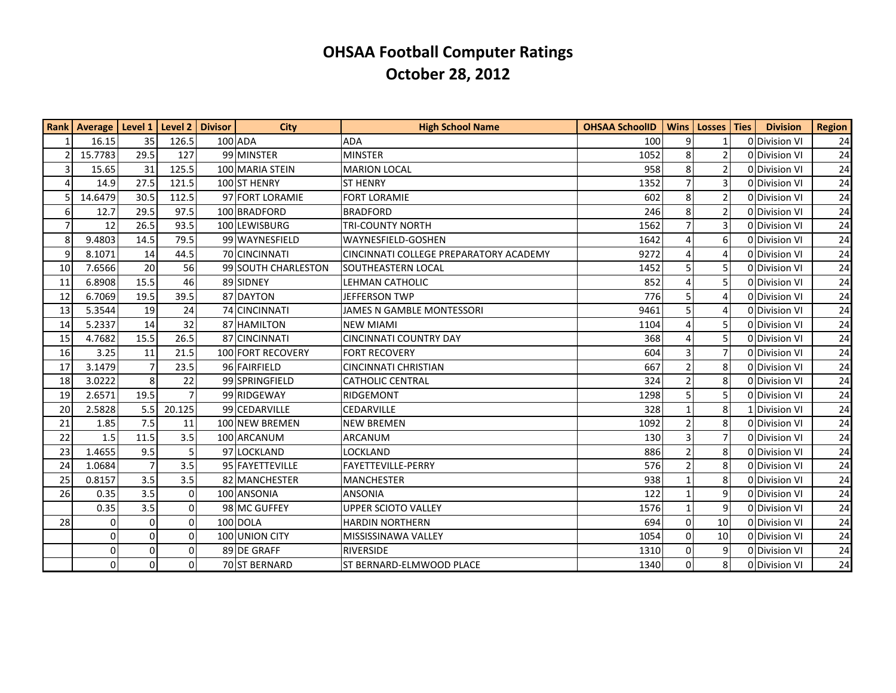# OHSAA Football Computer Ratings
## October 28, 2012

| Rank | Average | Level 1 | Level 2 | Divisor | City | High School Name | OHSAA SchoolID | Wins | Losses | Ties | Division | Region |
|---|---|---|---|---|---|---|---|---|---|---|---|---|
| 1 | 16.15 | 35 | 126.5 | 100 | ADA | ADA | 100 | 9 | 1 | 0 | Division VI | 24 |
| 2 | 15.7783 | 29.5 | 127 | 99 | MINSTER | MINSTER | 1052 | 8 | 2 | 0 | Division VI | 24 |
| 3 | 15.65 | 31 | 125.5 | 100 | MARIA STEIN | MARION LOCAL | 958 | 8 | 2 | 0 | Division VI | 24 |
| 4 | 14.9 | 27.5 | 121.5 | 100 | ST HENRY | ST HENRY | 1352 | 7 | 3 | 0 | Division VI | 24 |
| 5 | 14.6479 | 30.5 | 112.5 | 97 | FORT LORAMIE | FORT LORAMIE | 602 | 8 | 2 | 0 | Division VI | 24 |
| 6 | 12.7 | 29.5 | 97.5 | 100 | BRADFORD | BRADFORD | 246 | 8 | 2 | 0 | Division VI | 24 |
| 7 | 12 | 26.5 | 93.5 | 100 | LEWISBURG | TRI-COUNTY NORTH | 1562 | 7 | 3 | 0 | Division VI | 24 |
| 8 | 9.4803 | 14.5 | 79.5 | 99 | WAYNESFIELD | WAYNESFIELD-GOSHEN | 1642 | 4 | 6 | 0 | Division VI | 24 |
| 9 | 8.1071 | 14 | 44.5 | 70 | CINCINNATI | CINCINNATI COLLEGE PREPARATORY ACADEMY | 9272 | 4 | 4 | 0 | Division VI | 24 |
| 10 | 7.6566 | 20 | 56 | 99 | SOUTH CHARLESTON | SOUTHEASTERN LOCAL | 1452 | 5 | 5 | 0 | Division VI | 24 |
| 11 | 6.8908 | 15.5 | 46 | 89 | SIDNEY | LEHMAN CATHOLIC | 852 | 4 | 5 | 0 | Division VI | 24 |
| 12 | 6.7069 | 19.5 | 39.5 | 87 | DAYTON | JEFFERSON TWP | 776 | 5 | 4 | 0 | Division VI | 24 |
| 13 | 5.3544 | 19 | 24 | 74 | CINCINNATI | JAMES N GAMBLE MONTESSORI | 9461 | 5 | 4 | 0 | Division VI | 24 |
| 14 | 5.2337 | 14 | 32 | 87 | HAMILTON | NEW MIAMI | 1104 | 4 | 5 | 0 | Division VI | 24 |
| 15 | 4.7682 | 15.5 | 26.5 | 87 | CINCINNATI | CINCINNATI COUNTRY DAY | 368 | 4 | 5 | 0 | Division VI | 24 |
| 16 | 3.25 | 11 | 21.5 | 100 | FORT RECOVERY | FORT RECOVERY | 604 | 3 | 7 | 0 | Division VI | 24 |
| 17 | 3.1479 | 7 | 23.5 | 96 | FAIRFIELD | CINCINNATI CHRISTIAN | 667 | 2 | 8 | 0 | Division VI | 24 |
| 18 | 3.0222 | 8 | 22 | 99 | SPRINGFIELD | CATHOLIC CENTRAL | 324 | 2 | 8 | 0 | Division VI | 24 |
| 19 | 2.6571 | 19.5 | 7 | 99 | RIDGEWAY | RIDGEMONT | 1298 | 5 | 5 | 0 | Division VI | 24 |
| 20 | 2.5828 | 5.5 | 20.125 | 99 | CEDARVILLE | CEDARVILLE | 328 | 1 | 8 | 1 | Division VI | 24 |
| 21 | 1.85 | 7.5 | 11 | 100 | NEW BREMEN | NEW BREMEN | 1092 | 2 | 8 | 0 | Division VI | 24 |
| 22 | 1.5 | 11.5 | 3.5 | 100 | ARCANUM | ARCANUM | 130 | 3 | 7 | 0 | Division VI | 24 |
| 23 | 1.4655 | 9.5 | 5 | 97 | LOCKLAND | LOCKLAND | 886 | 2 | 8 | 0 | Division VI | 24 |
| 24 | 1.0684 | 7 | 3.5 | 95 | FAYETTEVILLE | FAYETTEVILLE-PERRY | 576 | 2 | 8 | 0 | Division VI | 24 |
| 25 | 0.8157 | 3.5 | 3.5 | 82 | MANCHESTER | MANCHESTER | 938 | 1 | 8 | 0 | Division VI | 24 |
| 26 | 0.35 | 3.5 | 0 | 100 | ANSONIA | ANSONIA | 122 | 1 | 9 | 0 | Division VI | 24 |
| | 0.35 | 3.5 | 0 | 98 | MC GUFFEY | UPPER SCIOTO VALLEY | 1576 | 1 | 9 | 0 | Division VI | 24 |
| 28 | 0 | 0 | 0 | 100 | DOLA | HARDIN NORTHERN | 694 | 0 | 10 | 0 | Division VI | 24 |
| | 0 | 0 | 0 | 100 | UNION CITY | MISSISSINAWA VALLEY | 1054 | 0 | 10 | 0 | Division VI | 24 |
| | 0 | 0 | 0 | 89 | DE GRAFF | RIVERSIDE | 1310 | 0 | 9 | 0 | Division VI | 24 |
| | 0 | 0 | 0 | 70 | ST BERNARD | ST BERNARD-ELMWOOD PLACE | 1340 | 0 | 8 | 0 | Division VI | 24 |